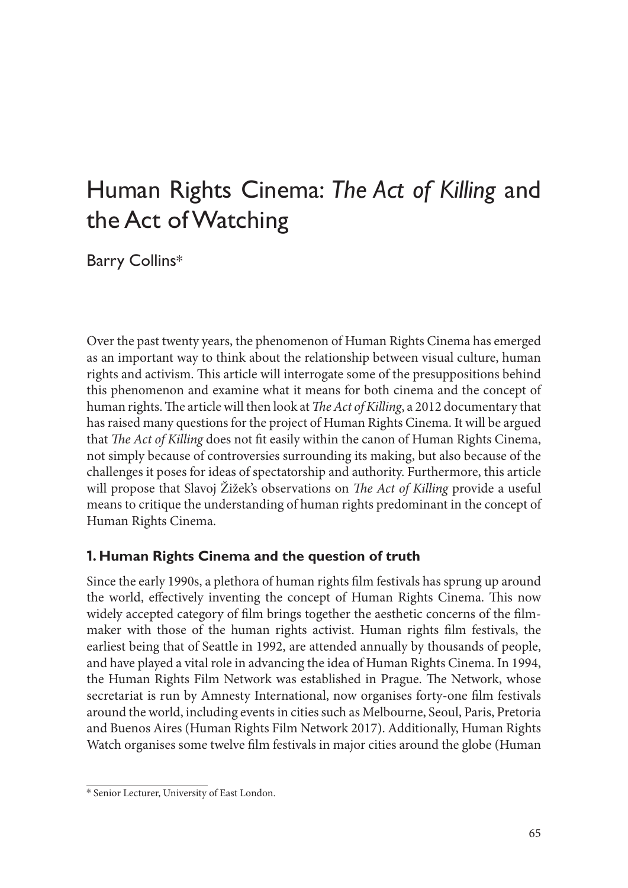# Human Rights Cinema: *The Act of Killing* and the Act of Watching

Barry Collins*

Over the past twenty years, the phenomenon of Human Rights Cinema has emerged as an important way to think about the relationship between visual culture, human rights and activism. This article will interrogate some of the presuppositions behind this phenomenon and examine what it means for both cinema and the concept of human rights. The article will then look at *The Act of Killing*, a 2012 documentary that has raised many questions for the project of Human Rights Cinema. It will be argued that *The Act of Killing* does not fit easily within the canon of Human Rights Cinema, not simply because of controversies surrounding its making, but also because of the challenges it poses for ideas of spectatorship and authority. Furthermore, this article will propose that Slavoj Žižek's observations on *The Act of Killing* provide a useful means to critique the understanding of human rights predominant in the concept of Human Rights Cinema.

## 1. Human Rights Cinema and the question of truth

Since the early 1990s, a plethora of human rights film festivals has sprung up around the world, effectively inventing the concept of Human Rights Cinema. This now widely accepted category of film brings together the aesthetic concerns of the film-maker with those of the human rights activist. Human rights film festivals, the earliest being that of Seattle in 1992, are attended annually by thousands of people, and have played a vital role in advancing the idea of Human Rights Cinema. In 1994, the Human Rights Film Network was established in Prague. The Network, whose secretariat is run by Amnesty International, now organises forty-one film festivals around the world, including events in cities such as Melbourne, Seoul, Paris, Pretoria and Buenos Aires (Human Rights Film Network 2017). Additionally, Human Rights Watch organises some twelve film festivals in major cities around the globe (Human

* Senior Lecturer, University of East London.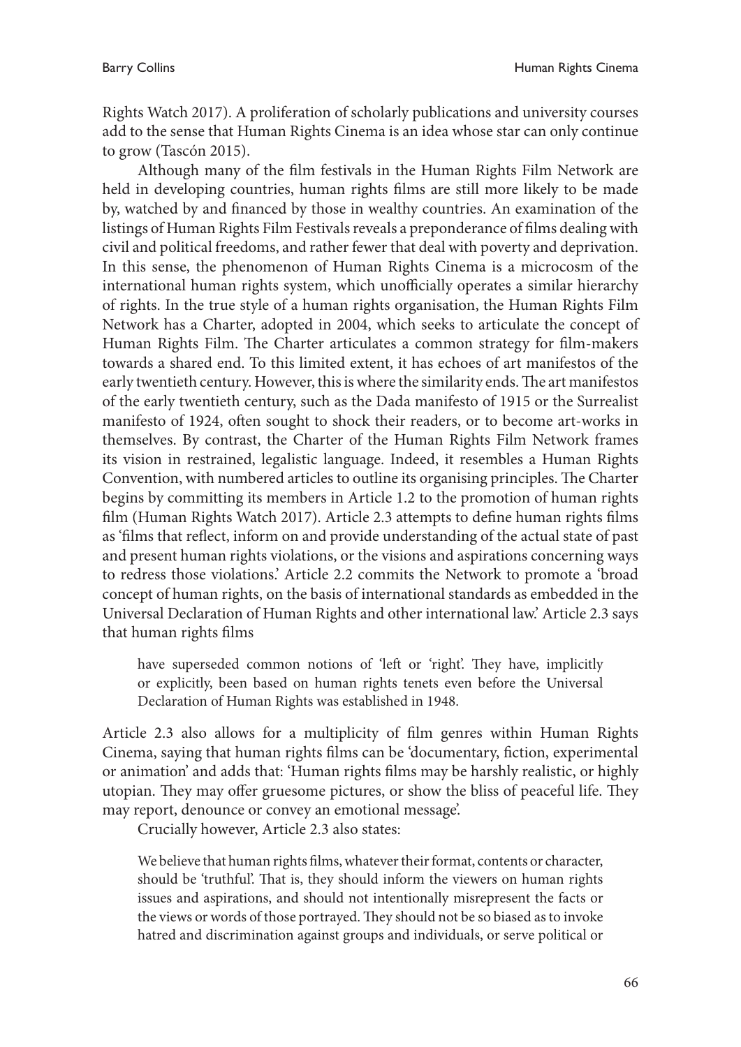Rights Watch 2017). A proliferation of scholarly publications and university courses add to the sense that Human Rights Cinema is an idea whose star can only continue to grow (Tascón 2015).

Although many of the film festivals in the Human Rights Film Network are held in developing countries, human rights films are still more likely to be made by, watched by and financed by those in wealthy countries. An examination of the listings of Human Rights Film Festivals reveals a preponderance of films dealing with civil and political freedoms, and rather fewer that deal with poverty and deprivation. In this sense, the phenomenon of Human Rights Cinema is a microcosm of the international human rights system, which unofficially operates a similar hierarchy of rights. In the true style of a human rights organisation, the Human Rights Film Network has a Charter, adopted in 2004, which seeks to articulate the concept of Human Rights Film. The Charter articulates a common strategy for film-makers towards a shared end. To this limited extent, it has echoes of art manifestos of the early twentieth century. However, this is where the similarity ends. The art manifestos of the early twentieth century, such as the Dada manifesto of 1915 or the Surrealist manifesto of 1924, often sought to shock their readers, or to become art-works in themselves. By contrast, the Charter of the Human Rights Film Network frames its vision in restrained, legalistic language. Indeed, it resembles a Human Rights Convention, with numbered articles to outline its organising principles. The Charter begins by committing its members in Article 1.2 to the promotion of human rights film (Human Rights Watch 2017). Article 2.3 attempts to define human rights films as 'films that reflect, inform on and provide understanding of the actual state of past and present human rights violations, or the visions and aspirations concerning ways to redress those violations.' Article 2.2 commits the Network to promote a 'broad concept of human rights, on the basis of international standards as embedded in the Universal Declaration of Human Rights and other international law.' Article 2.3 says that human rights films

> have superseded common notions of 'left or 'right'. They have, implicitly or explicitly, been based on human rights tenets even before the Universal Declaration of Human Rights was established in 1948.

Article 2.3 also allows for a multiplicity of film genres within Human Rights Cinema, saying that human rights films can be 'documentary, fiction, experimental or animation' and adds that: 'Human rights films may be harshly realistic, or highly utopian. They may offer gruesome pictures, or show the bliss of peaceful life. They may report, denounce or convey an emotional message'.

Crucially however, Article 2.3 also states:

> We believe that human rights films, whatever their format, contents or character, should be 'truthful'. That is, they should inform the viewers on human rights issues and aspirations, and should not intentionally misrepresent the facts or the views or words of those portrayed. They should not be so biased as to invoke hatred and discrimination against groups and individuals, or serve political or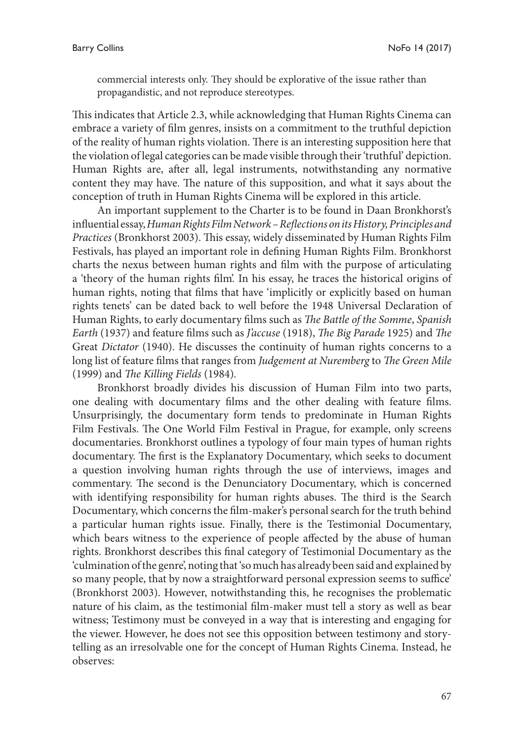commercial interests only. They should be explorative of the issue rather than propagandistic, and not reproduce stereotypes.

This indicates that Article 2.3, while acknowledging that Human Rights Cinema can embrace a variety of film genres, insists on a commitment to the truthful depiction of the reality of human rights violation. There is an interesting supposition here that the violation of legal categories can be made visible through their 'truthful' depiction. Human Rights are, after all, legal instruments, notwithstanding any normative content they may have. The nature of this supposition, and what it says about the conception of truth in Human Rights Cinema will be explored in this article.

An important supplement to the Charter is to be found in Daan Bronkhorst's influential essay, *Human Rights Film Network – Reflections on its History, Principles and Practices* (Bronkhorst 2003). This essay, widely disseminated by Human Rights Film Festivals, has played an important role in defining Human Rights Film. Bronkhorst charts the nexus between human rights and film with the purpose of articulating a 'theory of the human rights film'. In his essay, he traces the historical origins of human rights, noting that films that have 'implicitly or explicitly based on human rights tenets' can be dated back to well before the 1948 Universal Declaration of Human Rights, to early documentary films such as *The Battle of the Somme*, *Spanish Earth* (1937) and feature films such as *J'accuse* (1918), *The Big Parade* 1925) and *The* Great *Dictator* (1940). He discusses the continuity of human rights concerns to a long list of feature films that ranges from *Judgement at Nuremberg* to *The Green Mile* (1999) and *The Killing Fields* (1984).

Bronkhorst broadly divides his discussion of Human Film into two parts, one dealing with documentary films and the other dealing with feature films. Unsurprisingly, the documentary form tends to predominate in Human Rights Film Festivals. The One World Film Festival in Prague, for example, only screens documentaries. Bronkhorst outlines a typology of four main types of human rights documentary. The first is the Explanatory Documentary, which seeks to document a question involving human rights through the use of interviews, images and commentary. The second is the Denunciatory Documentary, which is concerned with identifying responsibility for human rights abuses. The third is the Search Documentary, which concerns the film-maker's personal search for the truth behind a particular human rights issue. Finally, there is the Testimonial Documentary, which bears witness to the experience of people affected by the abuse of human rights. Bronkhorst describes this final category of Testimonial Documentary as the 'culmination of the genre', noting that 'so much has already been said and explained by so many people, that by now a straightforward personal expression seems to suffice' (Bronkhorst 2003). However, notwithstanding this, he recognises the problematic nature of his claim, as the testimonial film-maker must tell a story as well as bear witness; Testimony must be conveyed in a way that is interesting and engaging for the viewer. However, he does not see this opposition between testimony and story-telling as an irresolvable one for the concept of Human Rights Cinema. Instead, he observes: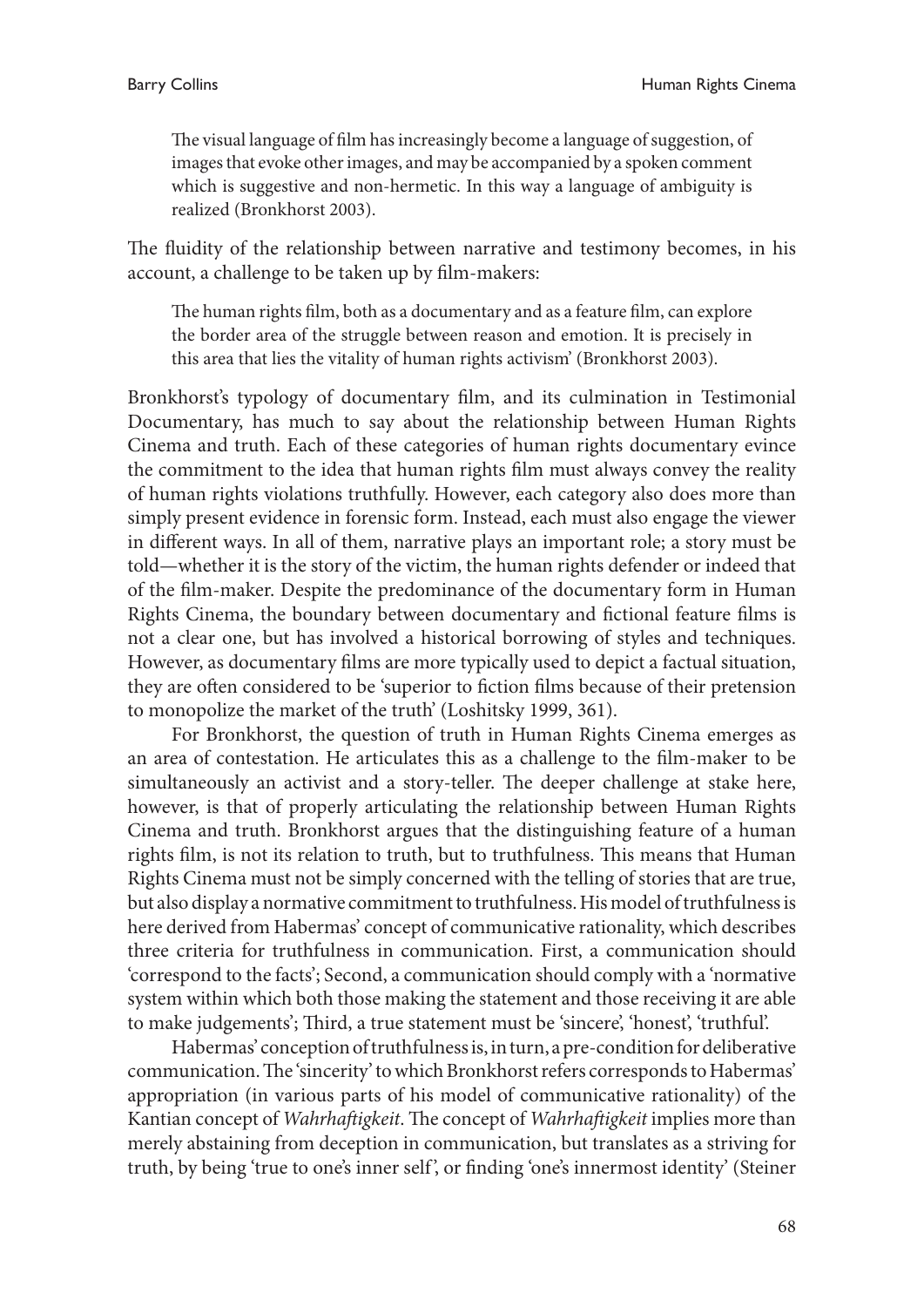> The visual language of film has increasingly become a language of suggestion, of images that evoke other images, and may be accompanied by a spoken comment which is suggestive and non-hermetic. In this way a language of ambiguity is realized (Bronkhorst 2003).

The fluidity of the relationship between narrative and testimony becomes, in his account, a challenge to be taken up by film-makers:

> The human rights film, both as a documentary and as a feature film, can explore the border area of the struggle between reason and emotion. It is precisely in this area that lies the vitality of human rights activism' (Bronkhorst 2003).

Bronkhorst's typology of documentary film, and its culmination in Testimonial Documentary, has much to say about the relationship between Human Rights Cinema and truth. Each of these categories of human rights documentary evince the commitment to the idea that human rights film must always convey the reality of human rights violations truthfully. However, each category also does more than simply present evidence in forensic form. Instead, each must also engage the viewer in different ways. In all of them, narrative plays an important role; a story must be told—whether it is the story of the victim, the human rights defender or indeed that of the film-maker. Despite the predominance of the documentary form in Human Rights Cinema, the boundary between documentary and fictional feature films is not a clear one, but has involved a historical borrowing of styles and techniques. However, as documentary films are more typically used to depict a factual situation, they are often considered to be 'superior to fiction films because of their pretension to monopolize the market of the truth' (Loshitsky 1999, 361).

For Bronkhorst, the question of truth in Human Rights Cinema emerges as an area of contestation. He articulates this as a challenge to the film-maker to be simultaneously an activist and a story-teller. The deeper challenge at stake here, however, is that of properly articulating the relationship between Human Rights Cinema and truth. Bronkhorst argues that the distinguishing feature of a human rights film, is not its relation to truth, but to truthfulness. This means that Human Rights Cinema must not be simply concerned with the telling of stories that are true, but also display a normative commitment to truthfulness. His model of truthfulness is here derived from Habermas' concept of communicative rationality, which describes three criteria for truthfulness in communication. First, a communication should 'correspond to the facts'; Second, a communication should comply with a 'normative system within which both those making the statement and those receiving it are able to make judgements'; Third, a true statement must be 'sincere', 'honest', 'truthful'.

Habermas' conception of truthfulness is, in turn, a pre-condition for deliberative communication. The 'sincerity' to which Bronkhorst refers corresponds to Habermas' appropriation (in various parts of his model of communicative rationality) of the Kantian concept of *Wahrhaftigkeit*. The concept of *Wahrhaftigkeit* implies more than merely abstaining from deception in communication, but translates as a striving for truth, by being 'true to one's inner self', or finding 'one's innermost identity' (Steiner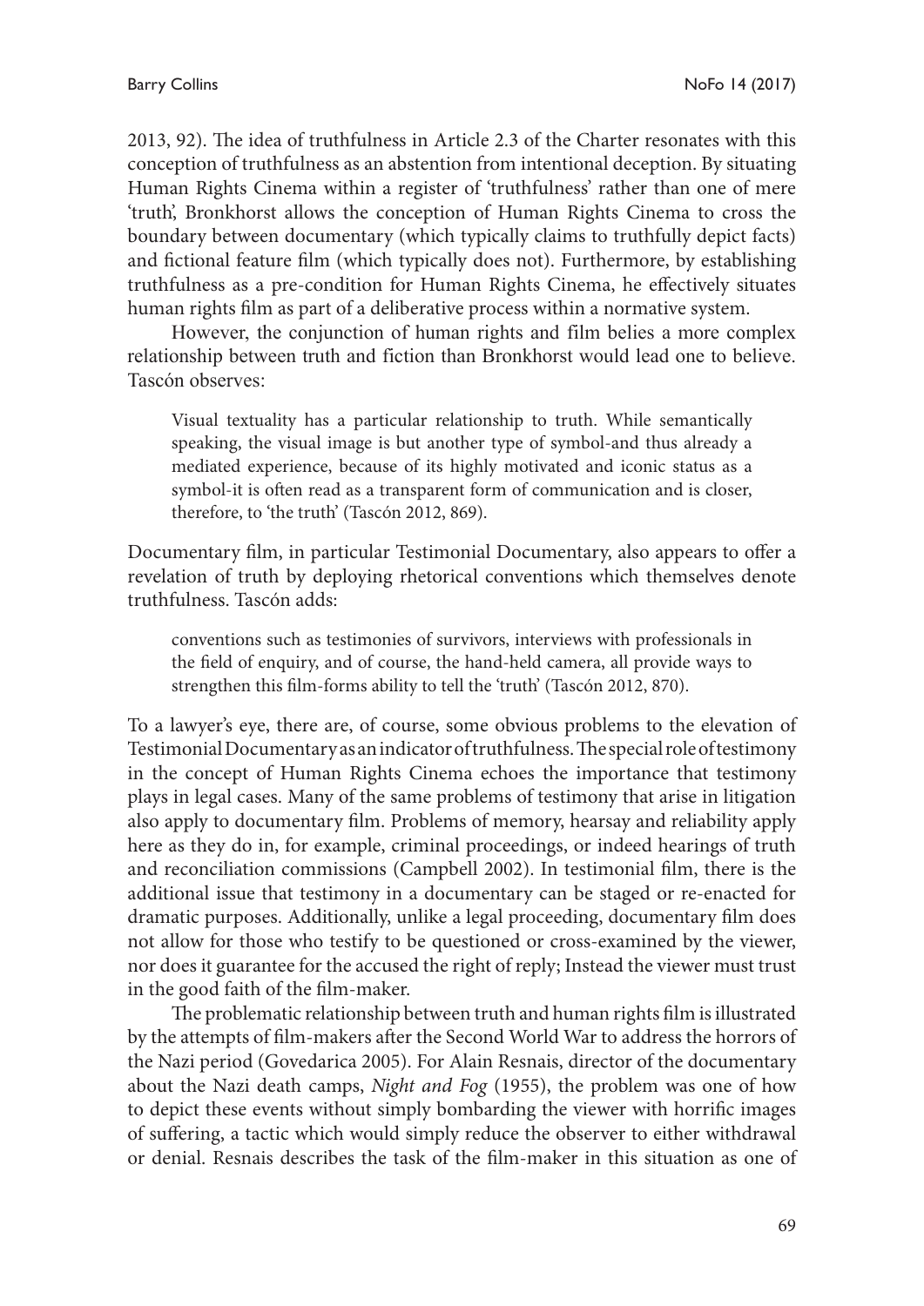2013, 92). The idea of truthfulness in Article 2.3 of the Charter resonates with this conception of truthfulness as an abstention from intentional deception. By situating Human Rights Cinema within a register of 'truthfulness' rather than one of mere 'truth', Bronkhorst allows the conception of Human Rights Cinema to cross the boundary between documentary (which typically claims to truthfully depict facts) and fictional feature film (which typically does not). Furthermore, by establishing truthfulness as a pre-condition for Human Rights Cinema, he effectively situates human rights film as part of a deliberative process within a normative system.

However, the conjunction of human rights and film belies a more complex relationship between truth and fiction than Bronkhorst would lead one to believe. Tascón observes:

> Visual textuality has a particular relationship to truth. While semantically speaking, the visual image is but another type of symbol-and thus already a mediated experience, because of its highly motivated and iconic status as a symbol-it is often read as a transparent form of communication and is closer, therefore, to 'the truth' (Tascón 2012, 869).

Documentary film, in particular Testimonial Documentary, also appears to offer a revelation of truth by deploying rhetorical conventions which themselves denote truthfulness. Tascón adds:

> conventions such as testimonies of survivors, interviews with professionals in the field of enquiry, and of course, the hand-held camera, all provide ways to strengthen this film-forms ability to tell the 'truth' (Tascón 2012, 870).

To a lawyer's eye, there are, of course, some obvious problems to the elevation of Testimonial Documentary as an indicator of truthfulness. The special role of testimony in the concept of Human Rights Cinema echoes the importance that testimony plays in legal cases. Many of the same problems of testimony that arise in litigation also apply to documentary film. Problems of memory, hearsay and reliability apply here as they do in, for example, criminal proceedings, or indeed hearings of truth and reconciliation commissions (Campbell 2002). In testimonial film, there is the additional issue that testimony in a documentary can be staged or re-enacted for dramatic purposes. Additionally, unlike a legal proceeding, documentary film does not allow for those who testify to be questioned or cross-examined by the viewer, nor does it guarantee for the accused the right of reply; Instead the viewer must trust in the good faith of the film-maker.

The problematic relationship between truth and human rights film is illustrated by the attempts of film-makers after the Second World War to address the horrors of the Nazi period (Govedarica 2005). For Alain Resnais, director of the documentary about the Nazi death camps, *Night and Fog* (1955), the problem was one of how to depict these events without simply bombarding the viewer with horrific images of suffering, a tactic which would simply reduce the observer to either withdrawal or denial. Resnais describes the task of the film-maker in this situation as one of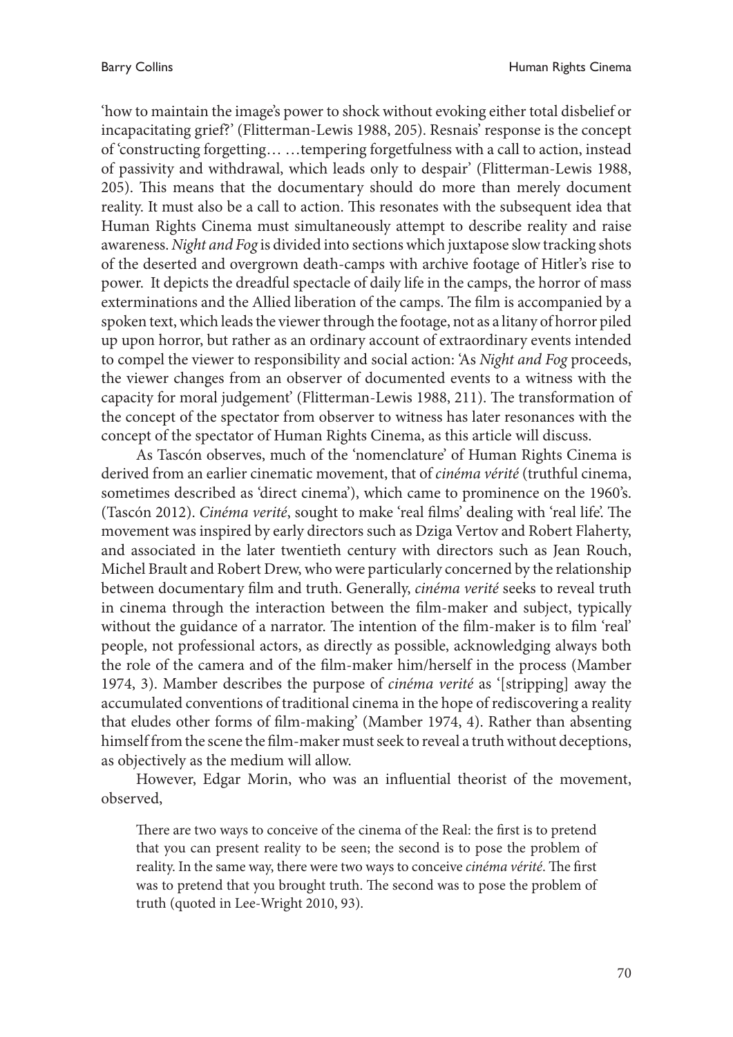'how to maintain the image's power to shock without evoking either total disbelief or incapacitating grief?' (Flitterman-Lewis 1988, 205). Resnais' response is the concept of 'constructing forgetting… …tempering forgetfulness with a call to action, instead of passivity and withdrawal, which leads only to despair' (Flitterman-Lewis 1988, 205). This means that the documentary should do more than merely document reality. It must also be a call to action. This resonates with the subsequent idea that Human Rights Cinema must simultaneously attempt to describe reality and raise awareness. *Night and Fog* is divided into sections which juxtapose slow tracking shots of the deserted and overgrown death-camps with archive footage of Hitler's rise to power. It depicts the dreadful spectacle of daily life in the camps, the horror of mass exterminations and the Allied liberation of the camps. The film is accompanied by a spoken text, which leads the viewer through the footage, not as a litany of horror piled up upon horror, but rather as an ordinary account of extraordinary events intended to compel the viewer to responsibility and social action: 'As *Night and Fog* proceeds, the viewer changes from an observer of documented events to a witness with the capacity for moral judgement' (Flitterman-Lewis 1988, 211). The transformation of the concept of the spectator from observer to witness has later resonances with the concept of the spectator of Human Rights Cinema, as this article will discuss.

As Tascón observes, much of the 'nomenclature' of Human Rights Cinema is derived from an earlier cinematic movement, that of *cinéma vérité* (truthful cinema, sometimes described as 'direct cinema'), which came to prominence on the 1960's. (Tascón 2012). *Cinéma verité*, sought to make 'real films' dealing with 'real life'. The movement was inspired by early directors such as Dziga Vertov and Robert Flaherty, and associated in the later twentieth century with directors such as Jean Rouch, Michel Brault and Robert Drew, who were particularly concerned by the relationship between documentary film and truth. Generally, *cinéma verité* seeks to reveal truth in cinema through the interaction between the film-maker and subject, typically without the guidance of a narrator. The intention of the film-maker is to film 'real' people, not professional actors, as directly as possible, acknowledging always both the role of the camera and of the film-maker him/herself in the process (Mamber 1974, 3). Mamber describes the purpose of *cinéma verité* as '[stripping] away the accumulated conventions of traditional cinema in the hope of rediscovering a reality that eludes other forms of film-making' (Mamber 1974, 4). Rather than absenting himself from the scene the film-maker must seek to reveal a truth without deceptions, as objectively as the medium will allow.

However, Edgar Morin, who was an influential theorist of the movement, observed,

> There are two ways to conceive of the cinema of the Real: the first is to pretend that you can present reality to be seen; the second is to pose the problem of reality. In the same way, there were two ways to conceive *cinéma vérité*. The first was to pretend that you brought truth. The second was to pose the problem of truth (quoted in Lee-Wright 2010, 93).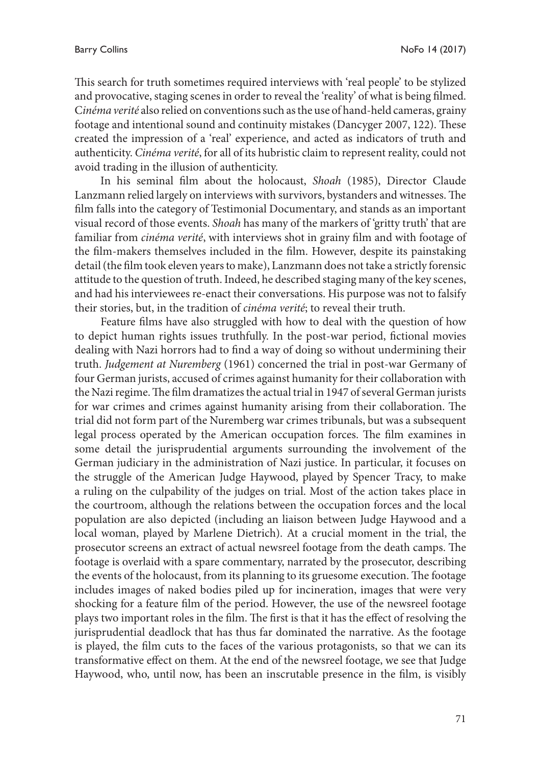This search for truth sometimes required interviews with 'real people' to be stylized and provocative, staging scenes in order to reveal the 'reality' of what is being filmed. C*inéma verité* also relied on conventions such as the use of hand-held cameras, grainy footage and intentional sound and continuity mistakes (Dancyger 2007, 122). These created the impression of a 'real' experience, and acted as indicators of truth and authenticity. *Cinéma verité*, for all of its hubristic claim to represent reality, could not avoid trading in the illusion of authenticity.

In his seminal film about the holocaust, *Shoah* (1985), Director Claude Lanzmann relied largely on interviews with survivors, bystanders and witnesses. The film falls into the category of Testimonial Documentary, and stands as an important visual record of those events. *Shoah* has many of the markers of 'gritty truth' that are familiar from *cinéma verité*, with interviews shot in grainy film and with footage of the film-makers themselves included in the film. However, despite its painstaking detail (the film took eleven years to make), Lanzmann does not take a strictly forensic attitude to the question of truth. Indeed, he described staging many of the key scenes, and had his interviewees re-enact their conversations. His purpose was not to falsify their stories, but, in the tradition of *cinéma verité*; to reveal their truth.

Feature films have also struggled with how to deal with the question of how to depict human rights issues truthfully. In the post-war period, fictional movies dealing with Nazi horrors had to find a way of doing so without undermining their truth. *Judgement at Nuremberg* (1961) concerned the trial in post-war Germany of four German jurists, accused of crimes against humanity for their collaboration with the Nazi regime. The film dramatizes the actual trial in 1947 of several German jurists for war crimes and crimes against humanity arising from their collaboration. The trial did not form part of the Nuremberg war crimes tribunals, but was a subsequent legal process operated by the American occupation forces. The film examines in some detail the jurisprudential arguments surrounding the involvement of the German judiciary in the administration of Nazi justice. In particular, it focuses on the struggle of the American Judge Haywood, played by Spencer Tracy, to make a ruling on the culpability of the judges on trial. Most of the action takes place in the courtroom, although the relations between the occupation forces and the local population are also depicted (including an liaison between Judge Haywood and a local woman, played by Marlene Dietrich). At a crucial moment in the trial, the prosecutor screens an extract of actual newsreel footage from the death camps. The footage is overlaid with a spare commentary, narrated by the prosecutor, describing the events of the holocaust, from its planning to its gruesome execution. The footage includes images of naked bodies piled up for incineration, images that were very shocking for a feature film of the period. However, the use of the newsreel footage plays two important roles in the film. The first is that it has the effect of resolving the jurisprudential deadlock that has thus far dominated the narrative. As the footage is played, the film cuts to the faces of the various protagonists, so that we can its transformative effect on them. At the end of the newsreel footage, we see that Judge Haywood, who, until now, has been an inscrutable presence in the film, is visibly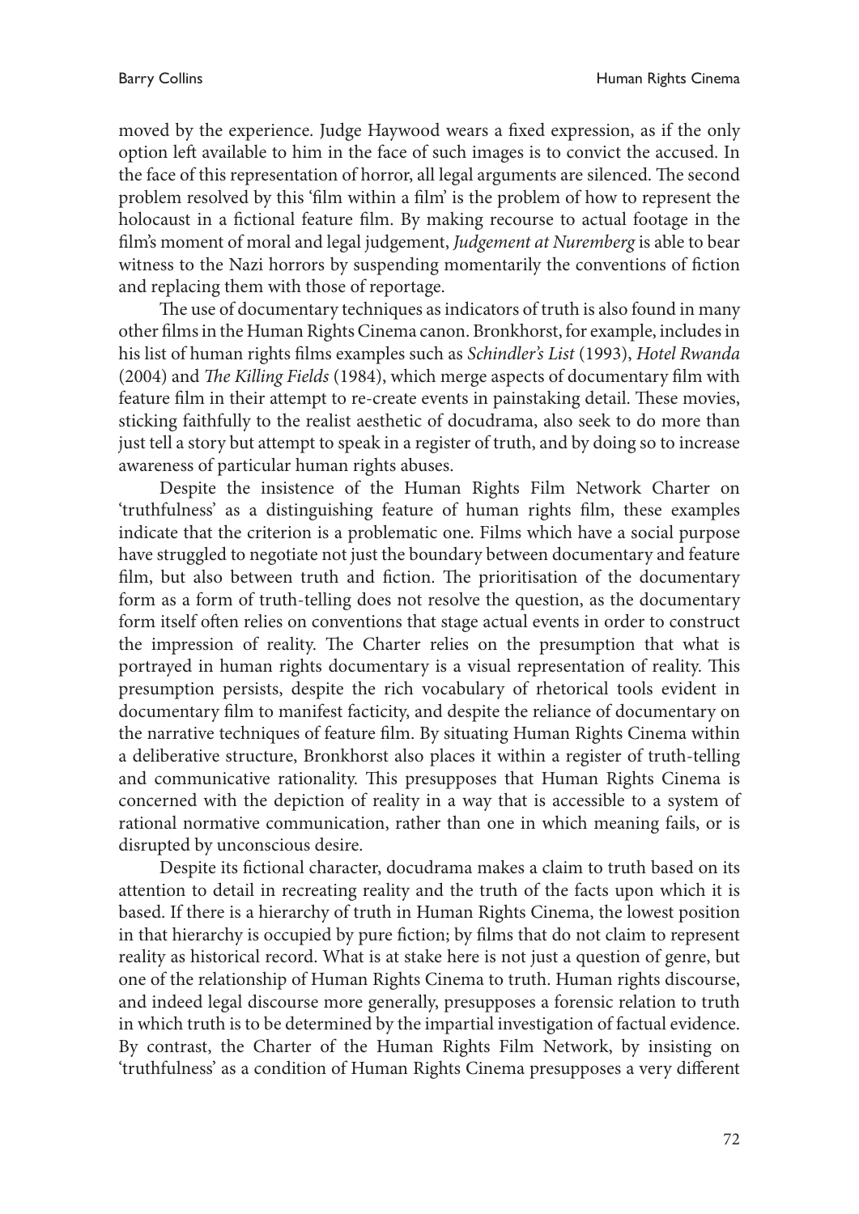moved by the experience. Judge Haywood wears a fixed expression, as if the only option left available to him in the face of such images is to convict the accused. In the face of this representation of horror, all legal arguments are silenced. The second problem resolved by this 'film within a film' is the problem of how to represent the holocaust in a fictional feature film. By making recourse to actual footage in the film's moment of moral and legal judgement, *Judgement at Nuremberg* is able to bear witness to the Nazi horrors by suspending momentarily the conventions of fiction and replacing them with those of reportage.

The use of documentary techniques as indicators of truth is also found in many other films in the Human Rights Cinema canon. Bronkhorst, for example, includes in his list of human rights films examples such as *Schindler's List* (1993), *Hotel Rwanda* (2004) and *The Killing Fields* (1984), which merge aspects of documentary film with feature film in their attempt to re-create events in painstaking detail. These movies, sticking faithfully to the realist aesthetic of docudrama, also seek to do more than just tell a story but attempt to speak in a register of truth, and by doing so to increase awareness of particular human rights abuses.

Despite the insistence of the Human Rights Film Network Charter on 'truthfulness' as a distinguishing feature of human rights film, these examples indicate that the criterion is a problematic one. Films which have a social purpose have struggled to negotiate not just the boundary between documentary and feature film, but also between truth and fiction. The prioritisation of the documentary form as a form of truth-telling does not resolve the question, as the documentary form itself often relies on conventions that stage actual events in order to construct the impression of reality. The Charter relies on the presumption that what is portrayed in human rights documentary is a visual representation of reality. This presumption persists, despite the rich vocabulary of rhetorical tools evident in documentary film to manifest facticity, and despite the reliance of documentary on the narrative techniques of feature film. By situating Human Rights Cinema within a deliberative structure, Bronkhorst also places it within a register of truth-telling and communicative rationality. This presupposes that Human Rights Cinema is concerned with the depiction of reality in a way that is accessible to a system of rational normative communication, rather than one in which meaning fails, or is disrupted by unconscious desire.

Despite its fictional character, docudrama makes a claim to truth based on its attention to detail in recreating reality and the truth of the facts upon which it is based. If there is a hierarchy of truth in Human Rights Cinema, the lowest position in that hierarchy is occupied by pure fiction; by films that do not claim to represent reality as historical record. What is at stake here is not just a question of genre, but one of the relationship of Human Rights Cinema to truth. Human rights discourse, and indeed legal discourse more generally, presupposes a forensic relation to truth in which truth is to be determined by the impartial investigation of factual evidence. By contrast, the Charter of the Human Rights Film Network, by insisting on 'truthfulness' as a condition of Human Rights Cinema presupposes a very different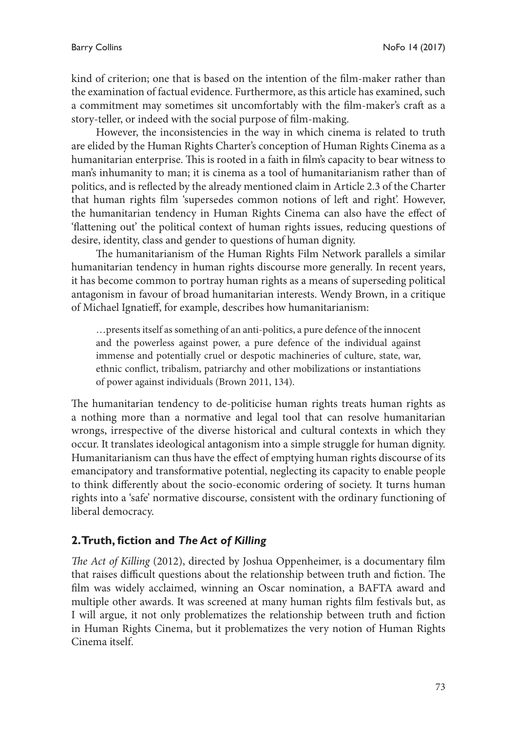kind of criterion; one that is based on the intention of the film-maker rather than the examination of factual evidence. Furthermore, as this article has examined, such a commitment may sometimes sit uncomfortably with the film-maker's craft as a story-teller, or indeed with the social purpose of film-making.

However, the inconsistencies in the way in which cinema is related to truth are elided by the Human Rights Charter's conception of Human Rights Cinema as a humanitarian enterprise. This is rooted in a faith in film's capacity to bear witness to man's inhumanity to man; it is cinema as a tool of humanitarianism rather than of politics, and is reflected by the already mentioned claim in Article 2.3 of the Charter that human rights film 'supersedes common notions of left and right'. However, the humanitarian tendency in Human Rights Cinema can also have the effect of 'flattening out' the political context of human rights issues, reducing questions of desire, identity, class and gender to questions of human dignity.

The humanitarianism of the Human Rights Film Network parallels a similar humanitarian tendency in human rights discourse more generally. In recent years, it has become common to portray human rights as a means of superseding political antagonism in favour of broad humanitarian interests. Wendy Brown, in a critique of Michael Ignatieff, for example, describes how humanitarianism:

> …presents itself as something of an anti-politics, a pure defence of the innocent and the powerless against power, a pure defence of the individual against immense and potentially cruel or despotic machineries of culture, state, war, ethnic conflict, tribalism, patriarchy and other mobilizations or instantiations of power against individuals (Brown 2011, 134).

The humanitarian tendency to de-politicise human rights treats human rights as a nothing more than a normative and legal tool that can resolve humanitarian wrongs, irrespective of the diverse historical and cultural contexts in which they occur. It translates ideological antagonism into a simple struggle for human dignity. Humanitarianism can thus have the effect of emptying human rights discourse of its emancipatory and transformative potential, neglecting its capacity to enable people to think differently about the socio-economic ordering of society. It turns human rights into a 'safe' normative discourse, consistent with the ordinary functioning of liberal democracy.

## 2. Truth, fiction and *The Act of Killing*

*The Act of Killing* (2012), directed by Joshua Oppenheimer, is a documentary film that raises difficult questions about the relationship between truth and fiction. The film was widely acclaimed, winning an Oscar nomination, a BAFTA award and multiple other awards. It was screened at many human rights film festivals but, as I will argue, it not only problematizes the relationship between truth and fiction in Human Rights Cinema, but it problematizes the very notion of Human Rights Cinema itself.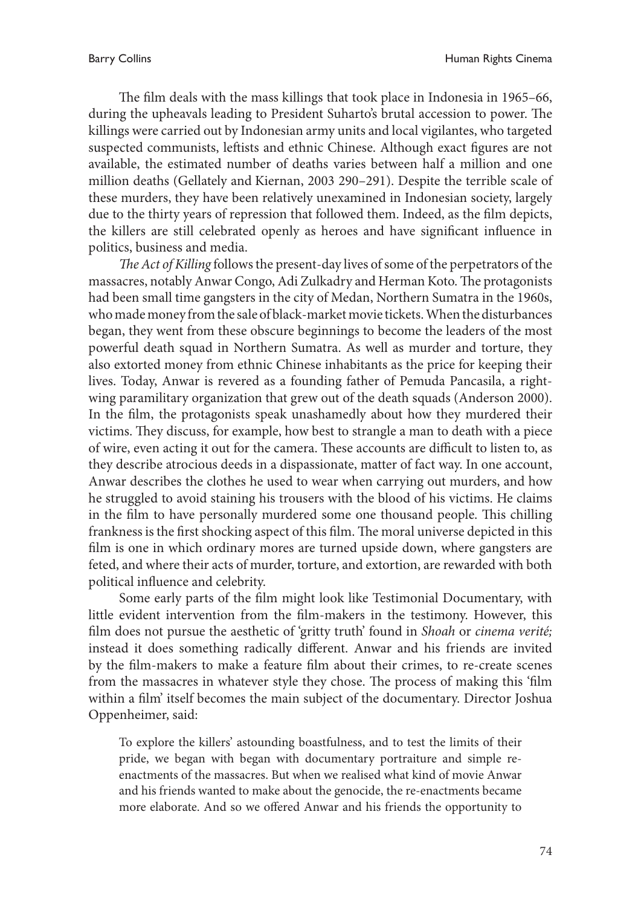The film deals with the mass killings that took place in Indonesia in 1965–66, during the upheavals leading to President Suharto's brutal accession to power. The killings were carried out by Indonesian army units and local vigilantes, who targeted suspected communists, leftists and ethnic Chinese. Although exact figures are not available, the estimated number of deaths varies between half a million and one million deaths (Gellately and Kiernan, 2003 290–291). Despite the terrible scale of these murders, they have been relatively unexamined in Indonesian society, largely due to the thirty years of repression that followed them. Indeed, as the film depicts, the killers are still celebrated openly as heroes and have significant influence in politics, business and media.

*The Act of Killing* follows the present-day lives of some of the perpetrators of the massacres, notably Anwar Congo, Adi Zulkadry and Herman Koto. The protagonists had been small time gangsters in the city of Medan, Northern Sumatra in the 1960s, who made money from the sale of black-market movie tickets. When the disturbances began, they went from these obscure beginnings to become the leaders of the most powerful death squad in Northern Sumatra. As well as murder and torture, they also extorted money from ethnic Chinese inhabitants as the price for keeping their lives. Today, Anwar is revered as a founding father of Pemuda Pancasila, a right-wing paramilitary organization that grew out of the death squads (Anderson 2000). In the film, the protagonists speak unashamedly about how they murdered their victims. They discuss, for example, how best to strangle a man to death with a piece of wire, even acting it out for the camera. These accounts are difficult to listen to, as they describe atrocious deeds in a dispassionate, matter of fact way. In one account, Anwar describes the clothes he used to wear when carrying out murders, and how he struggled to avoid staining his trousers with the blood of his victims. He claims in the film to have personally murdered some one thousand people. This chilling frankness is the first shocking aspect of this film. The moral universe depicted in this film is one in which ordinary mores are turned upside down, where gangsters are feted, and where their acts of murder, torture, and extortion, are rewarded with both political influence and celebrity.

Some early parts of the film might look like Testimonial Documentary, with little evident intervention from the film-makers in the testimony. However, this film does not pursue the aesthetic of 'gritty truth' found in *Shoah* or *cinema verité;* instead it does something radically different. Anwar and his friends are invited by the film-makers to make a feature film about their crimes, to re-create scenes from the massacres in whatever style they chose. The process of making this 'film within a film' itself becomes the main subject of the documentary. Director Joshua Oppenheimer, said:

> To explore the killers' astounding boastfulness, and to test the limits of their pride, we began with began with documentary portraiture and simple re-enactments of the massacres. But when we realised what kind of movie Anwar and his friends wanted to make about the genocide, the re-enactments became more elaborate. And so we offered Anwar and his friends the opportunity to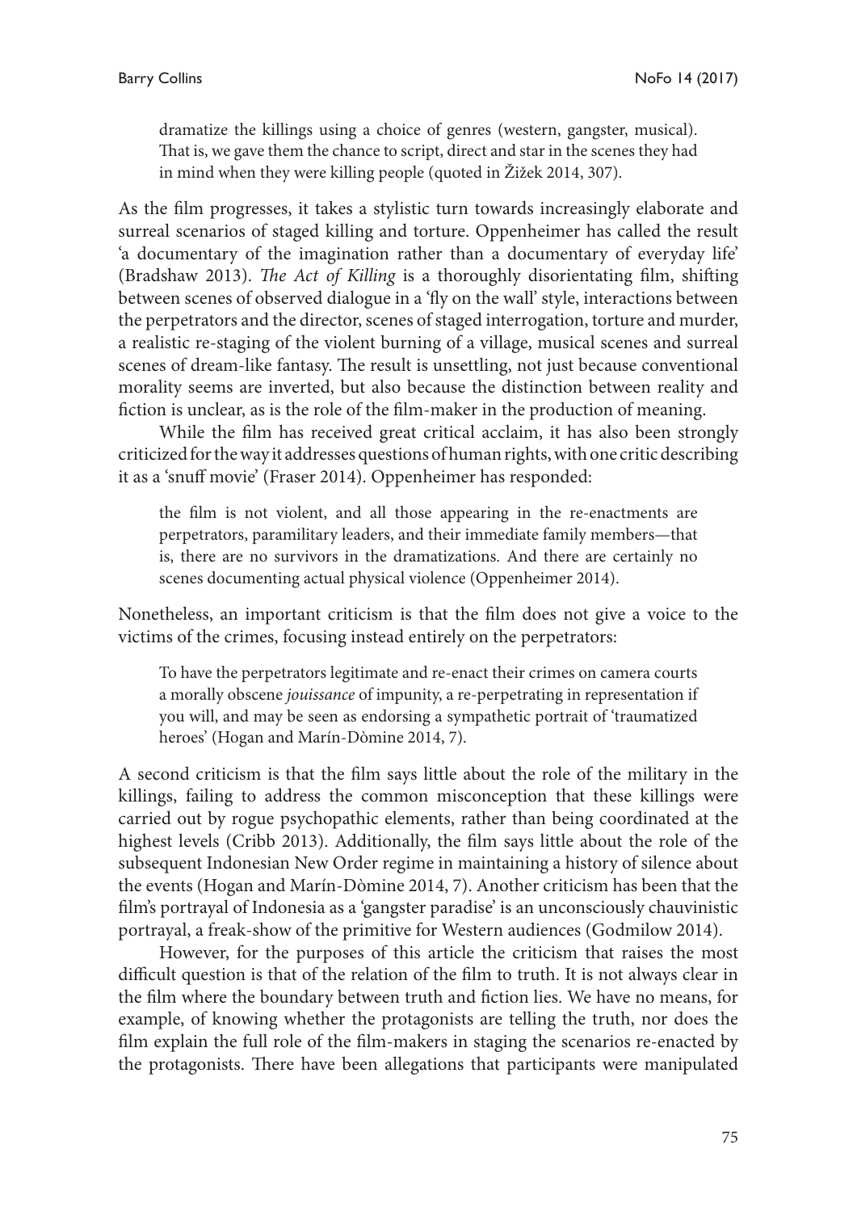> dramatize the killings using a choice of genres (western, gangster, musical). That is, we gave them the chance to script, direct and star in the scenes they had in mind when they were killing people (quoted in Žižek 2014, 307).

As the film progresses, it takes a stylistic turn towards increasingly elaborate and surreal scenarios of staged killing and torture. Oppenheimer has called the result 'a documentary of the imagination rather than a documentary of everyday life' (Bradshaw 2013). *The Act of Killing* is a thoroughly disorientating film, shifting between scenes of observed dialogue in a 'fly on the wall' style, interactions between the perpetrators and the director, scenes of staged interrogation, torture and murder, a realistic re-staging of the violent burning of a village, musical scenes and surreal scenes of dream-like fantasy. The result is unsettling, not just because conventional morality seems are inverted, but also because the distinction between reality and fiction is unclear, as is the role of the film-maker in the production of meaning.

While the film has received great critical acclaim, it has also been strongly criticized for the way it addresses questions of human rights, with one critic describing it as a 'snuff movie' (Fraser 2014). Oppenheimer has responded:

> the film is not violent, and all those appearing in the re-enactments are perpetrators, paramilitary leaders, and their immediate family members—that is, there are no survivors in the dramatizations. And there are certainly no scenes documenting actual physical violence (Oppenheimer 2014).

Nonetheless, an important criticism is that the film does not give a voice to the victims of the crimes, focusing instead entirely on the perpetrators:

> To have the perpetrators legitimate and re-enact their crimes on camera courts a morally obscene *jouissance* of impunity, a re-perpetrating in representation if you will, and may be seen as endorsing a sympathetic portrait of 'traumatized heroes' (Hogan and Marín-Dòmine 2014, 7).

A second criticism is that the film says little about the role of the military in the killings, failing to address the common misconception that these killings were carried out by rogue psychopathic elements, rather than being coordinated at the highest levels (Cribb 2013). Additionally, the film says little about the role of the subsequent Indonesian New Order regime in maintaining a history of silence about the events (Hogan and Marín-Dòmine 2014, 7). Another criticism has been that the film's portrayal of Indonesia as a 'gangster paradise' is an unconsciously chauvinistic portrayal, a freak-show of the primitive for Western audiences (Godmilow 2014).

However, for the purposes of this article the criticism that raises the most difficult question is that of the relation of the film to truth. It is not always clear in the film where the boundary between truth and fiction lies. We have no means, for example, of knowing whether the protagonists are telling the truth, nor does the film explain the full role of the film-makers in staging the scenarios re-enacted by the protagonists. There have been allegations that participants were manipulated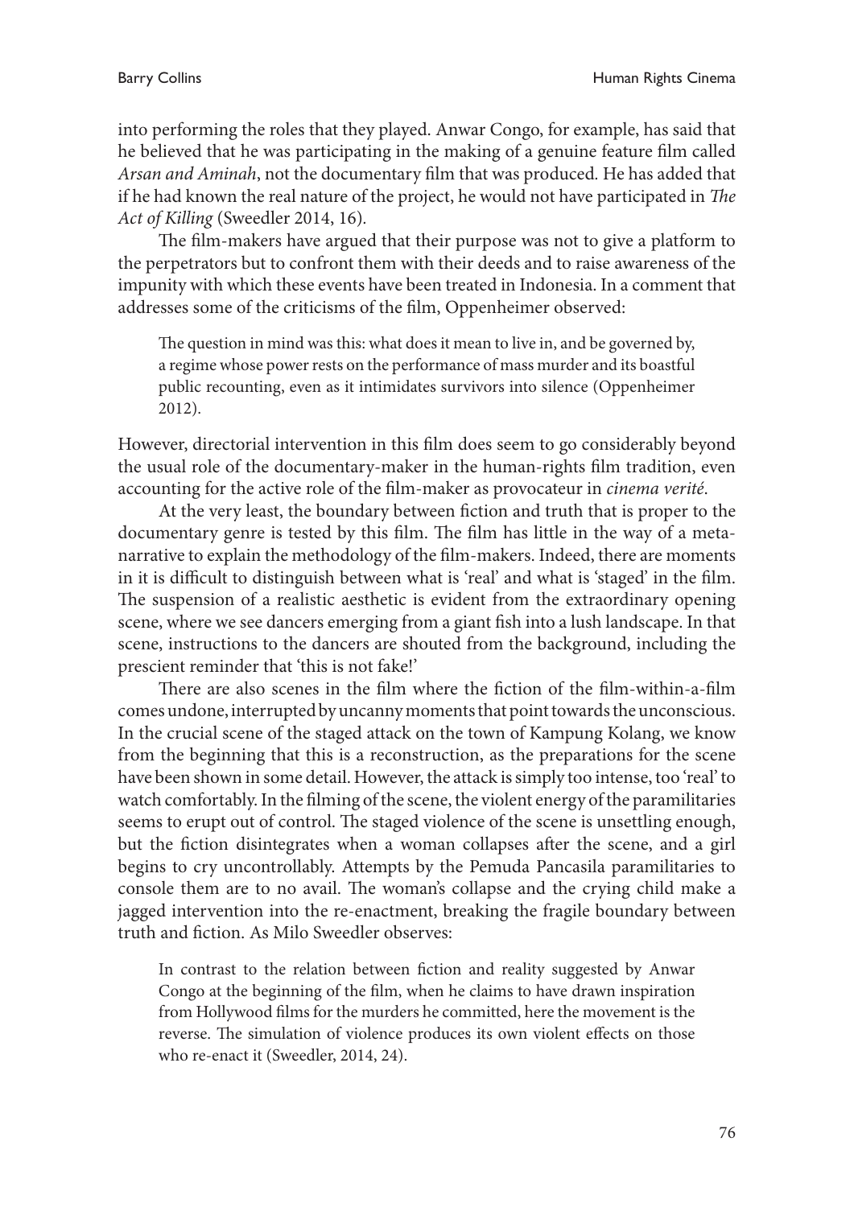into performing the roles that they played. Anwar Congo, for example, has said that he believed that he was participating in the making of a genuine feature film called *Arsan and Aminah*, not the documentary film that was produced. He has added that if he had known the real nature of the project, he would not have participated in *The Act of Killing* (Sweedler 2014, 16).

The film-makers have argued that their purpose was not to give a platform to the perpetrators but to confront them with their deeds and to raise awareness of the impunity with which these events have been treated in Indonesia. In a comment that addresses some of the criticisms of the film, Oppenheimer observed:

> The question in mind was this: what does it mean to live in, and be governed by, a regime whose power rests on the performance of mass murder and its boastful public recounting, even as it intimidates survivors into silence (Oppenheimer 2012).

However, directorial intervention in this film does seem to go considerably beyond the usual role of the documentary-maker in the human-rights film tradition, even accounting for the active role of the film-maker as provocateur in *cinema verité*.

At the very least, the boundary between fiction and truth that is proper to the documentary genre is tested by this film. The film has little in the way of a meta-narrative to explain the methodology of the film-makers. Indeed, there are moments in it is difficult to distinguish between what is 'real' and what is 'staged' in the film. The suspension of a realistic aesthetic is evident from the extraordinary opening scene, where we see dancers emerging from a giant fish into a lush landscape. In that scene, instructions to the dancers are shouted from the background, including the prescient reminder that 'this is not fake!'

There are also scenes in the film where the fiction of the film-within-a-film comes undone, interrupted by uncanny moments that point towards the unconscious. In the crucial scene of the staged attack on the town of Kampung Kolang, we know from the beginning that this is a reconstruction, as the preparations for the scene have been shown in some detail. However, the attack is simply too intense, too 'real' to watch comfortably. In the filming of the scene, the violent energy of the paramilitaries seems to erupt out of control. The staged violence of the scene is unsettling enough, but the fiction disintegrates when a woman collapses after the scene, and a girl begins to cry uncontrollably. Attempts by the Pemuda Pancasila paramilitaries to console them are to no avail. The woman's collapse and the crying child make a jagged intervention into the re-enactment, breaking the fragile boundary between truth and fiction. As Milo Sweedler observes:

> In contrast to the relation between fiction and reality suggested by Anwar Congo at the beginning of the film, when he claims to have drawn inspiration from Hollywood films for the murders he committed, here the movement is the reverse. The simulation of violence produces its own violent effects on those who re-enact it (Sweedler, 2014, 24).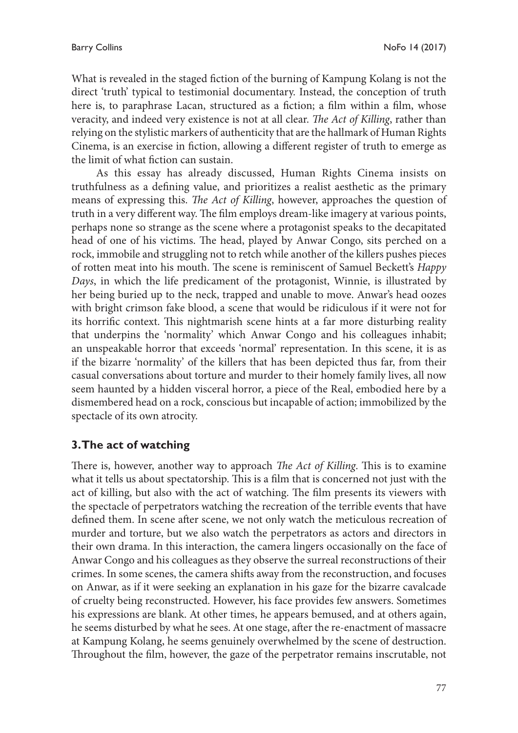What is revealed in the staged fiction of the burning of Kampung Kolang is not the direct 'truth' typical to testimonial documentary. Instead, the conception of truth here is, to paraphrase Lacan, structured as a fiction; a film within a film, whose veracity, and indeed very existence is not at all clear. *The Act of Killing*, rather than relying on the stylistic markers of authenticity that are the hallmark of Human Rights Cinema, is an exercise in fiction, allowing a different register of truth to emerge as the limit of what fiction can sustain.

As this essay has already discussed, Human Rights Cinema insists on truthfulness as a defining value, and prioritizes a realist aesthetic as the primary means of expressing this. *The Act of Killing*, however, approaches the question of truth in a very different way. The film employs dream-like imagery at various points, perhaps none so strange as the scene where a protagonist speaks to the decapitated head of one of his victims. The head, played by Anwar Congo, sits perched on a rock, immobile and struggling not to retch while another of the killers pushes pieces of rotten meat into his mouth. The scene is reminiscent of Samuel Beckett's *Happy Days*, in which the life predicament of the protagonist, Winnie, is illustrated by her being buried up to the neck, trapped and unable to move. Anwar's head oozes with bright crimson fake blood, a scene that would be ridiculous if it were not for its horrific context. This nightmarish scene hints at a far more disturbing reality that underpins the 'normality' which Anwar Congo and his colleagues inhabit; an unspeakable horror that exceeds 'normal' representation. In this scene, it is as if the bizarre 'normality' of the killers that has been depicted thus far, from their casual conversations about torture and murder to their homely family lives, all now seem haunted by a hidden visceral horror, a piece of the Real, embodied here by a dismembered head on a rock, conscious but incapable of action; immobilized by the spectacle of its own atrocity.

## 3. The act of watching

There is, however, another way to approach *The Act of Killing*. This is to examine what it tells us about spectatorship. This is a film that is concerned not just with the act of killing, but also with the act of watching. The film presents its viewers with the spectacle of perpetrators watching the recreation of the terrible events that have defined them. In scene after scene, we not only watch the meticulous recreation of murder and torture, but we also watch the perpetrators as actors and directors in their own drama. In this interaction, the camera lingers occasionally on the face of Anwar Congo and his colleagues as they observe the surreal reconstructions of their crimes. In some scenes, the camera shifts away from the reconstruction, and focuses on Anwar, as if it were seeking an explanation in his gaze for the bizarre cavalcade of cruelty being reconstructed. However, his face provides few answers. Sometimes his expressions are blank. At other times, he appears bemused, and at others again, he seems disturbed by what he sees. At one stage, after the re-enactment of massacre at Kampung Kolang, he seems genuinely overwhelmed by the scene of destruction. Throughout the film, however, the gaze of the perpetrator remains inscrutable, not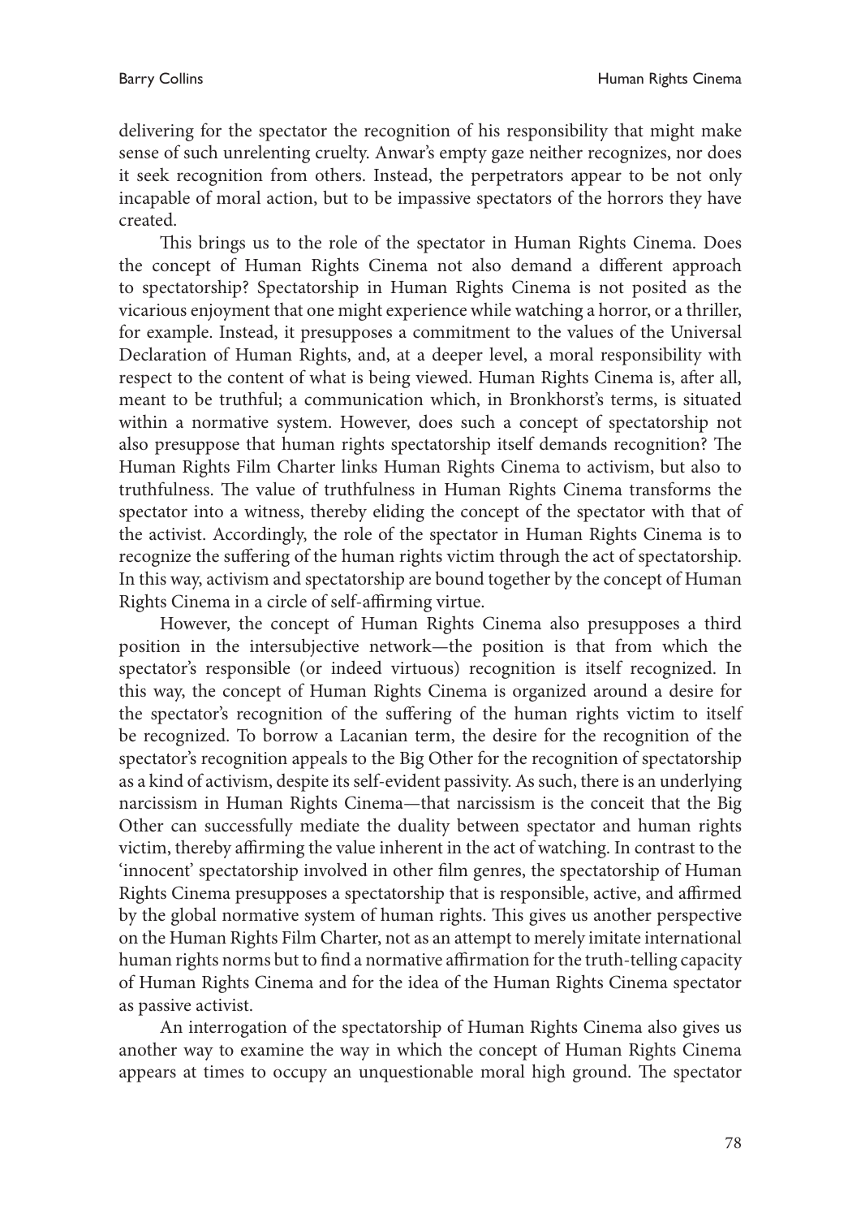delivering for the spectator the recognition of his responsibility that might make sense of such unrelenting cruelty. Anwar's empty gaze neither recognizes, nor does it seek recognition from others. Instead, the perpetrators appear to be not only incapable of moral action, but to be impassive spectators of the horrors they have created.

This brings us to the role of the spectator in Human Rights Cinema. Does the concept of Human Rights Cinema not also demand a different approach to spectatorship? Spectatorship in Human Rights Cinema is not posited as the vicarious enjoyment that one might experience while watching a horror, or a thriller, for example. Instead, it presupposes a commitment to the values of the Universal Declaration of Human Rights, and, at a deeper level, a moral responsibility with respect to the content of what is being viewed. Human Rights Cinema is, after all, meant to be truthful; a communication which, in Bronkhorst's terms, is situated within a normative system. However, does such a concept of spectatorship not also presuppose that human rights spectatorship itself demands recognition? The Human Rights Film Charter links Human Rights Cinema to activism, but also to truthfulness. The value of truthfulness in Human Rights Cinema transforms the spectator into a witness, thereby eliding the concept of the spectator with that of the activist. Accordingly, the role of the spectator in Human Rights Cinema is to recognize the suffering of the human rights victim through the act of spectatorship. In this way, activism and spectatorship are bound together by the concept of Human Rights Cinema in a circle of self-affirming virtue.

However, the concept of Human Rights Cinema also presupposes a third position in the intersubjective network—the position is that from which the spectator's responsible (or indeed virtuous) recognition is itself recognized. In this way, the concept of Human Rights Cinema is organized around a desire for the spectator's recognition of the suffering of the human rights victim to itself be recognized. To borrow a Lacanian term, the desire for the recognition of the spectator's recognition appeals to the Big Other for the recognition of spectatorship as a kind of activism, despite its self-evident passivity. As such, there is an underlying narcissism in Human Rights Cinema—that narcissism is the conceit that the Big Other can successfully mediate the duality between spectator and human rights victim, thereby affirming the value inherent in the act of watching. In contrast to the 'innocent' spectatorship involved in other film genres, the spectatorship of Human Rights Cinema presupposes a spectatorship that is responsible, active, and affirmed by the global normative system of human rights. This gives us another perspective on the Human Rights Film Charter, not as an attempt to merely imitate international human rights norms but to find a normative affirmation for the truth-telling capacity of Human Rights Cinema and for the idea of the Human Rights Cinema spectator as passive activist.

An interrogation of the spectatorship of Human Rights Cinema also gives us another way to examine the way in which the concept of Human Rights Cinema appears at times to occupy an unquestionable moral high ground. The spectator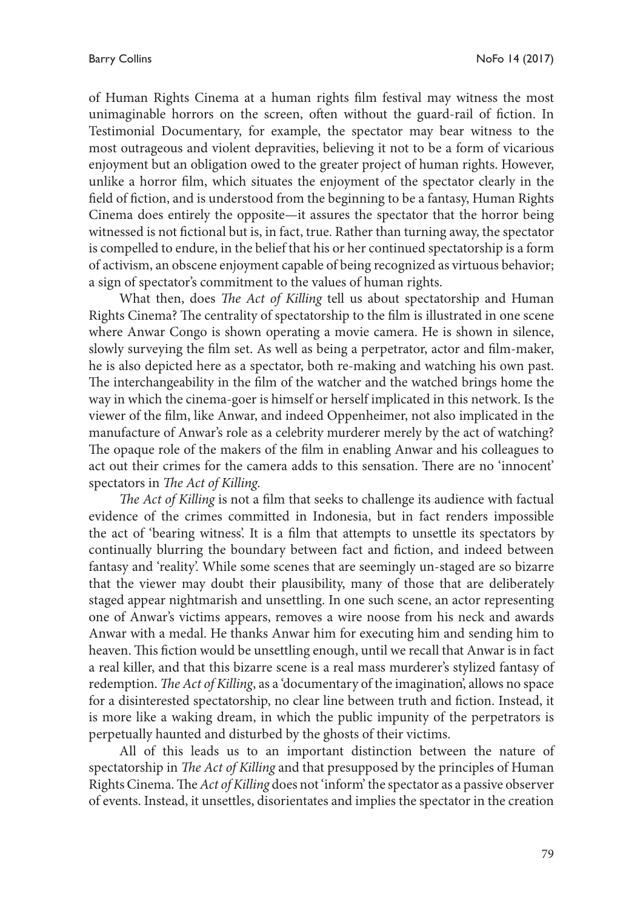of Human Rights Cinema at a human rights film festival may witness the most unimaginable horrors on the screen, often without the guard-rail of fiction. In Testimonial Documentary, for example, the spectator may bear witness to the most outrageous and violent depravities, believing it not to be a form of vicarious enjoyment but an obligation owed to the greater project of human rights. However, unlike a horror film, which situates the enjoyment of the spectator clearly in the field of fiction, and is understood from the beginning to be a fantasy, Human Rights Cinema does entirely the opposite—it assures the spectator that the horror being witnessed is not fictional but is, in fact, true. Rather than turning away, the spectator is compelled to endure, in the belief that his or her continued spectatorship is a form of activism, an obscene enjoyment capable of being recognized as virtuous behavior; a sign of spectator's commitment to the values of human rights.

What then, does *The Act of Killing* tell us about spectatorship and Human Rights Cinema? The centrality of spectatorship to the film is illustrated in one scene where Anwar Congo is shown operating a movie camera. He is shown in silence, slowly surveying the film set. As well as being a perpetrator, actor and film-maker, he is also depicted here as a spectator, both re-making and watching his own past. The interchangeability in the film of the watcher and the watched brings home the way in which the cinema-goer is himself or herself implicated in this network. Is the viewer of the film, like Anwar, and indeed Oppenheimer, not also implicated in the manufacture of Anwar's role as a celebrity murderer merely by the act of watching? The opaque role of the makers of the film in enabling Anwar and his colleagues to act out their crimes for the camera adds to this sensation. There are no 'innocent' spectators in *The Act of Killing.*

*The Act of Killing* is not a film that seeks to challenge its audience with factual evidence of the crimes committed in Indonesia, but in fact renders impossible the act of 'bearing witness'. It is a film that attempts to unsettle its spectators by continually blurring the boundary between fact and fiction, and indeed between fantasy and 'reality'. While some scenes that are seemingly un-staged are so bizarre that the viewer may doubt their plausibility, many of those that are deliberately staged appear nightmarish and unsettling. In one such scene, an actor representing one of Anwar's victims appears, removes a wire noose from his neck and awards Anwar with a medal. He thanks Anwar him for executing him and sending him to heaven. This fiction would be unsettling enough, until we recall that Anwar is in fact a real killer, and that this bizarre scene is a real mass murderer's stylized fantasy of redemption. *The Act of Killing*, as a 'documentary of the imagination', allows no space for a disinterested spectatorship, no clear line between truth and fiction. Instead, it is more like a waking dream, in which the public impunity of the perpetrators is perpetually haunted and disturbed by the ghosts of their victims.

All of this leads us to an important distinction between the nature of spectatorship in *The Act of Killing* and that presupposed by the principles of Human Rights Cinema. The *Act of Killing* does not 'inform' the spectator as a passive observer of events. Instead, it unsettles, disorientates and implies the spectator in the creation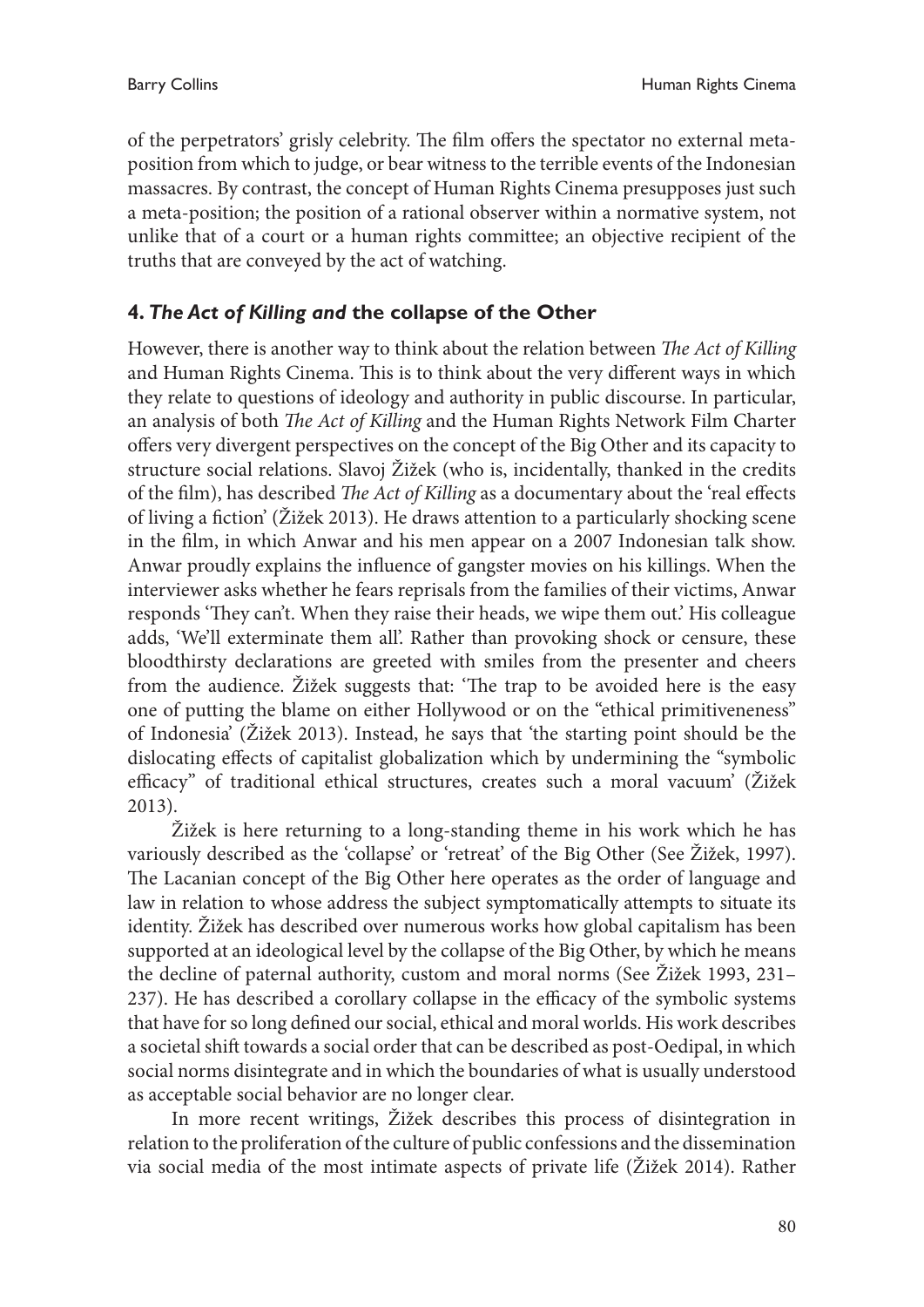of the perpetrators' grisly celebrity. The film offers the spectator no external meta-position from which to judge, or bear witness to the terrible events of the Indonesian massacres. By contrast, the concept of Human Rights Cinema presupposes just such a meta-position; the position of a rational observer within a normative system, not unlike that of a court or a human rights committee; an objective recipient of the truths that are conveyed by the act of watching.

## 4. *The Act of Killing and* the collapse of the Other

However, there is another way to think about the relation between *The Act of Killing* and Human Rights Cinema. This is to think about the very different ways in which they relate to questions of ideology and authority in public discourse. In particular, an analysis of both *The Act of Killing* and the Human Rights Network Film Charter offers very divergent perspectives on the concept of the Big Other and its capacity to structure social relations. Slavoj Žižek (who is, incidentally, thanked in the credits of the film), has described *The Act of Killing* as a documentary about the 'real effects of living a fiction' (Žižek 2013). He draws attention to a particularly shocking scene in the film, in which Anwar and his men appear on a 2007 Indonesian talk show. Anwar proudly explains the influence of gangster movies on his killings. When the interviewer asks whether he fears reprisals from the families of their victims, Anwar responds 'They can't. When they raise their heads, we wipe them out.' His colleague adds, 'We'll exterminate them all'. Rather than provoking shock or censure, these bloodthirsty declarations are greeted with smiles from the presenter and cheers from the audience. Žižek suggests that: 'The trap to be avoided here is the easy one of putting the blame on either Hollywood or on the "ethical primitiveness" of Indonesia' (Žižek 2013). Instead, he says that 'the starting point should be the dislocating effects of capitalist globalization which by undermining the "symbolic efficacy" of traditional ethical structures, creates such a moral vacuum' (Žižek 2013).

Žižek is here returning to a long-standing theme in his work which he has variously described as the 'collapse' or 'retreat' of the Big Other (See Žižek, 1997). The Lacanian concept of the Big Other here operates as the order of language and law in relation to whose address the subject symptomatically attempts to situate its identity. Žižek has described over numerous works how global capitalism has been supported at an ideological level by the collapse of the Big Other, by which he means the decline of paternal authority, custom and moral norms (See Žižek 1993, 231–237). He has described a corollary collapse in the efficacy of the symbolic systems that have for so long defined our social, ethical and moral worlds. His work describes a societal shift towards a social order that can be described as post-Oedipal, in which social norms disintegrate and in which the boundaries of what is usually understood as acceptable social behavior are no longer clear.

In more recent writings, Žižek describes this process of disintegration in relation to the proliferation of the culture of public confessions and the dissemination via social media of the most intimate aspects of private life (Žižek 2014). Rather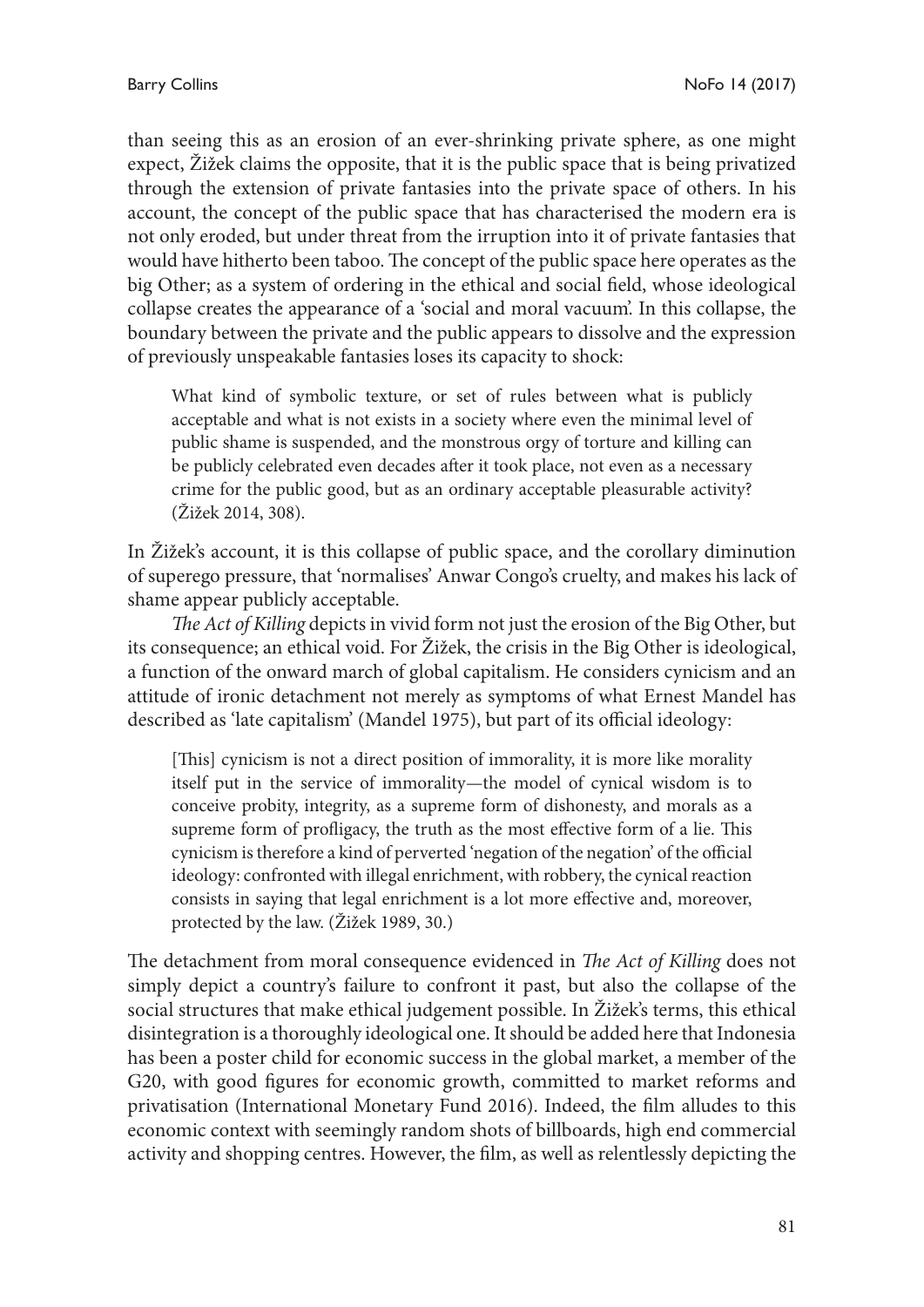than seeing this as an erosion of an ever-shrinking private sphere, as one might expect, Žižek claims the opposite, that it is the public space that is being privatized through the extension of private fantasies into the private space of others. In his account, the concept of the public space that has characterised the modern era is not only eroded, but under threat from the irruption into it of private fantasies that would have hitherto been taboo. The concept of the public space here operates as the big Other; as a system of ordering in the ethical and social field, whose ideological collapse creates the appearance of a 'social and moral vacuum'. In this collapse, the boundary between the private and the public appears to dissolve and the expression of previously unspeakable fantasies loses its capacity to shock:

> What kind of symbolic texture, or set of rules between what is publicly acceptable and what is not exists in a society where even the minimal level of public shame is suspended, and the monstrous orgy of torture and killing can be publicly celebrated even decades after it took place, not even as a necessary crime for the public good, but as an ordinary acceptable pleasurable activity? (Žižek 2014, 308).

In Žižek's account, it is this collapse of public space, and the corollary diminution of superego pressure, that 'normalises' Anwar Congo's cruelty, and makes his lack of shame appear publicly acceptable.

*The Act of Killing* depicts in vivid form not just the erosion of the Big Other, but its consequence; an ethical void. For Žižek, the crisis in the Big Other is ideological, a function of the onward march of global capitalism. He considers cynicism and an attitude of ironic detachment not merely as symptoms of what Ernest Mandel has described as 'late capitalism' (Mandel 1975), but part of its official ideology:

> [This] cynicism is not a direct position of immorality, it is more like morality itself put in the service of immorality—the model of cynical wisdom is to conceive probity, integrity, as a supreme form of dishonesty, and morals as a supreme form of profligacy, the truth as the most effective form of a lie. This cynicism is therefore a kind of perverted 'negation of the negation' of the official ideology: confronted with illegal enrichment, with robbery, the cynical reaction consists in saying that legal enrichment is a lot more effective and, moreover, protected by the law. (Žižek 1989, 30.)

The detachment from moral consequence evidenced in *The Act of Killing* does not simply depict a country's failure to confront it past, but also the collapse of the social structures that make ethical judgement possible. In Žižek's terms, this ethical disintegration is a thoroughly ideological one. It should be added here that Indonesia has been a poster child for economic success in the global market, a member of the G20, with good figures for economic growth, committed to market reforms and privatisation (International Monetary Fund 2016). Indeed, the film alludes to this economic context with seemingly random shots of billboards, high end commercial activity and shopping centres. However, the film, as well as relentlessly depicting the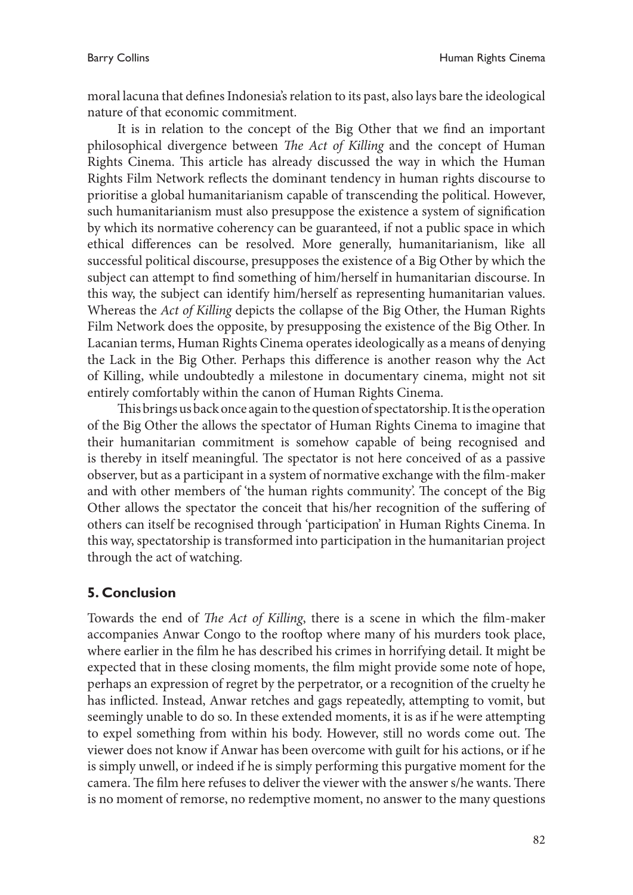moral lacuna that defines Indonesia's relation to its past, also lays bare the ideological nature of that economic commitment.

It is in relation to the concept of the Big Other that we find an important philosophical divergence between *The Act of Killing* and the concept of Human Rights Cinema. This article has already discussed the way in which the Human Rights Film Network reflects the dominant tendency in human rights discourse to prioritise a global humanitarianism capable of transcending the political. However, such humanitarianism must also presuppose the existence a system of signification by which its normative coherency can be guaranteed, if not a public space in which ethical differences can be resolved. More generally, humanitarianism, like all successful political discourse, presupposes the existence of a Big Other by which the subject can attempt to find something of him/herself in humanitarian discourse. In this way, the subject can identify him/herself as representing humanitarian values. Whereas the *Act of Killing* depicts the collapse of the Big Other, the Human Rights Film Network does the opposite, by presupposing the existence of the Big Other. In Lacanian terms, Human Rights Cinema operates ideologically as a means of denying the Lack in the Big Other. Perhaps this difference is another reason why the Act of Killing, while undoubtedly a milestone in documentary cinema, might not sit entirely comfortably within the canon of Human Rights Cinema.

This brings us back once again to the question of spectatorship. It is the operation of the Big Other the allows the spectator of Human Rights Cinema to imagine that their humanitarian commitment is somehow capable of being recognised and is thereby in itself meaningful. The spectator is not here conceived of as a passive observer, but as a participant in a system of normative exchange with the film-maker and with other members of 'the human rights community'. The concept of the Big Other allows the spectator the conceit that his/her recognition of the suffering of others can itself be recognised through 'participation' in Human Rights Cinema. In this way, spectatorship is transformed into participation in the humanitarian project through the act of watching.

## 5. Conclusion

Towards the end of *The Act of Killing*, there is a scene in which the film-maker accompanies Anwar Congo to the rooftop where many of his murders took place, where earlier in the film he has described his crimes in horrifying detail. It might be expected that in these closing moments, the film might provide some note of hope, perhaps an expression of regret by the perpetrator, or a recognition of the cruelty he has inflicted. Instead, Anwar retches and gags repeatedly, attempting to vomit, but seemingly unable to do so. In these extended moments, it is as if he were attempting to expel something from within his body. However, still no words come out. The viewer does not know if Anwar has been overcome with guilt for his actions, or if he is simply unwell, or indeed if he is simply performing this purgative moment for the camera. The film here refuses to deliver the viewer with the answer s/he wants. There is no moment of remorse, no redemptive moment, no answer to the many questions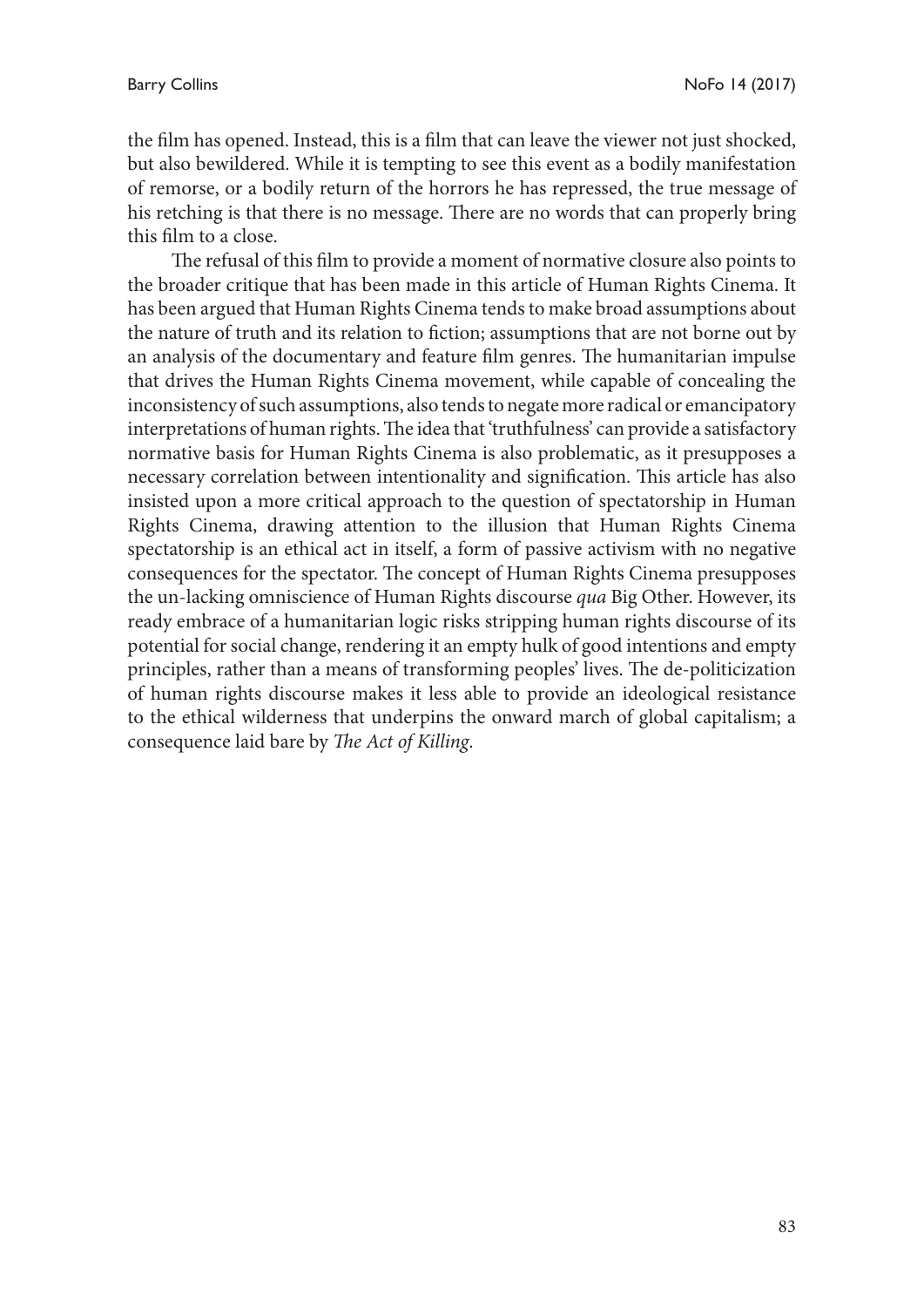the film has opened. Instead, this is a film that can leave the viewer not just shocked, but also bewildered. While it is tempting to see this event as a bodily manifestation of remorse, or a bodily return of the horrors he has repressed, the true message of his retching is that there is no message. There are no words that can properly bring this film to a close.

The refusal of this film to provide a moment of normative closure also points to the broader critique that has been made in this article of Human Rights Cinema. It has been argued that Human Rights Cinema tends to make broad assumptions about the nature of truth and its relation to fiction; assumptions that are not borne out by an analysis of the documentary and feature film genres. The humanitarian impulse that drives the Human Rights Cinema movement, while capable of concealing the inconsistency of such assumptions, also tends to negate more radical or emancipatory interpretations of human rights. The idea that 'truthfulness' can provide a satisfactory normative basis for Human Rights Cinema is also problematic, as it presupposes a necessary correlation between intentionality and signification. This article has also insisted upon a more critical approach to the question of spectatorship in Human Rights Cinema, drawing attention to the illusion that Human Rights Cinema spectatorship is an ethical act in itself, a form of passive activism with no negative consequences for the spectator. The concept of Human Rights Cinema presupposes the un-lacking omniscience of Human Rights discourse *qua* Big Other. However, its ready embrace of a humanitarian logic risks stripping human rights discourse of its potential for social change, rendering it an empty hulk of good intentions and empty principles, rather than a means of transforming peoples' lives. The de-politicization of human rights discourse makes it less able to provide an ideological resistance to the ethical wilderness that underpins the onward march of global capitalism; a consequence laid bare by *The Act of Killing*.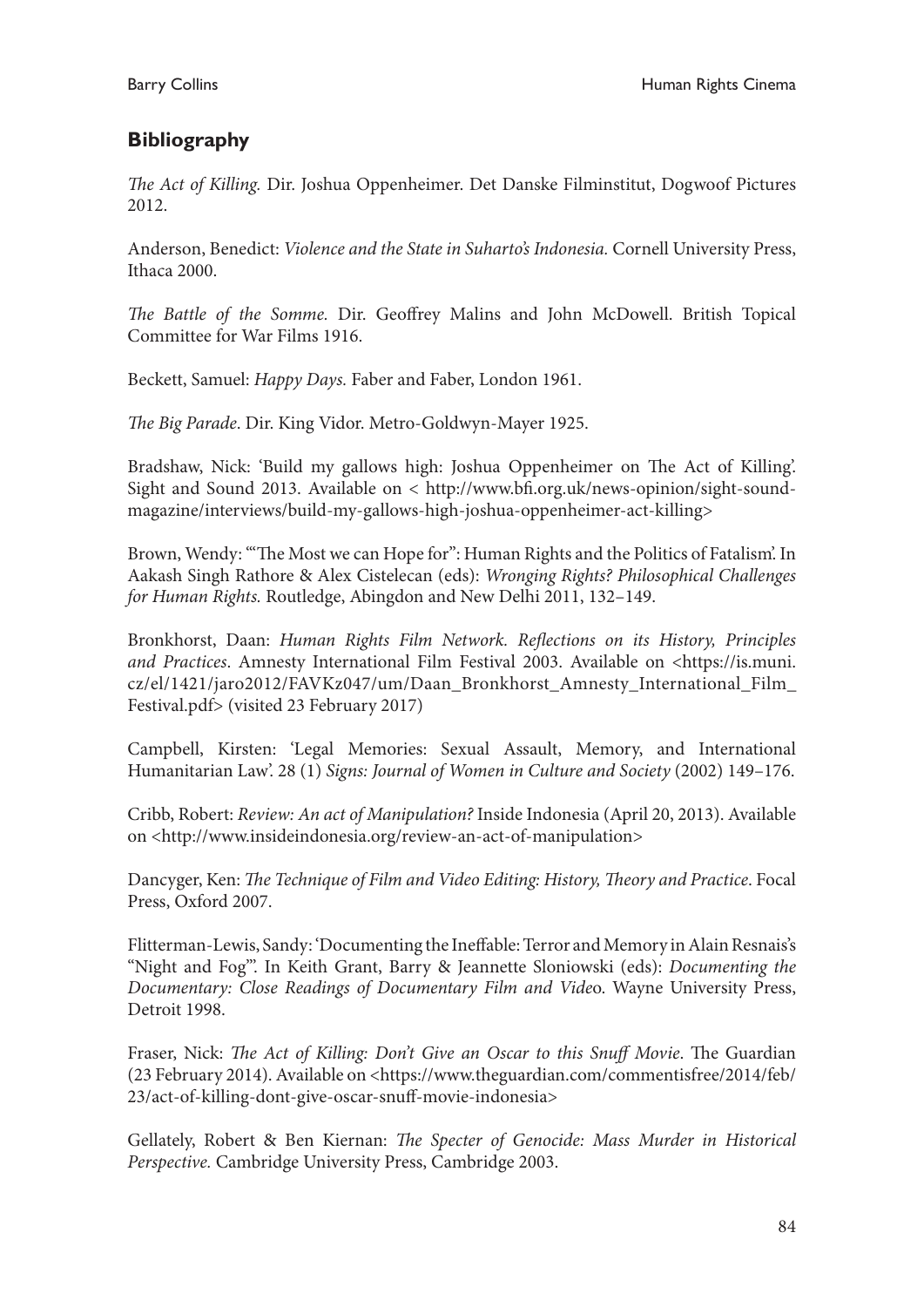## Bibliography

*The Act of Killing.* Dir. Joshua Oppenheimer. Det Danske Filminstitut, Dogwoof Pictures 2012.

Anderson, Benedict: *Violence and the State in Suharto's Indonesia.* Cornell University Press, Ithaca 2000.

*The Battle of the Somme.* Dir. Geoffrey Malins and John McDowell. British Topical Committee for War Films 1916.

Beckett, Samuel: *Happy Days.* Faber and Faber, London 1961.

*The Big Parade*. Dir. King Vidor. Metro-Goldwyn-Mayer 1925.

Bradshaw, Nick: 'Build my gallows high: Joshua Oppenheimer on The Act of Killing'. Sight and Sound 2013. Available on < http://www.bfi.org.uk/news-opinion/sight-sound-magazine/interviews/build-my-gallows-high-joshua-oppenheimer-act-killing>

Brown, Wendy: '"The Most we can Hope for": Human Rights and the Politics of Fatalism'. In Aakash Singh Rathore & Alex Cistelecan (eds): *Wronging Rights? Philosophical Challenges for Human Rights.* Routledge, Abingdon and New Delhi 2011, 132–149.

Bronkhorst, Daan: *Human Rights Film Network. Reflections on its History, Principles and Practices*. Amnesty International Film Festival 2003. Available on <https://is.muni.cz/el/1421/jaro2012/FAVKz047/um/Daan_Bronkhorst_Amnesty_International_Film_Festival.pdf> (visited 23 February 2017)

Campbell, Kirsten: 'Legal Memories: Sexual Assault, Memory, and International Humanitarian Law'. 28 (1) *Signs: Journal of Women in Culture and Society* (2002) 149–176.

Cribb, Robert: *Review: An act of Manipulation?* Inside Indonesia (April 20, 2013). Available on <http://www.insideindonesia.org/review-an-act-of-manipulation>

Dancyger, Ken: *The Technique of Film and Video Editing: History, Theory and Practice*. Focal Press, Oxford 2007.

Flitterman-Lewis, Sandy: 'Documenting the Ineffable: Terror and Memory in Alain Resnais's "Night and Fog"'. In Keith Grant, Barry & Jeannette Sloniowski (eds): *Documenting the Documentary: Close Readings of Documentary Film and Video*. Wayne University Press, Detroit 1998.

Fraser, Nick: *The Act of Killing: Don't Give an Oscar to this Snuff Movie*. The Guardian (23 February 2014). Available on <https://www.theguardian.com/commentisfree/2014/feb/23/act-of-killing-dont-give-oscar-snuff-movie-indonesia>

Gellately, Robert & Ben Kiernan: *The Specter of Genocide: Mass Murder in Historical Perspective.* Cambridge University Press, Cambridge 2003.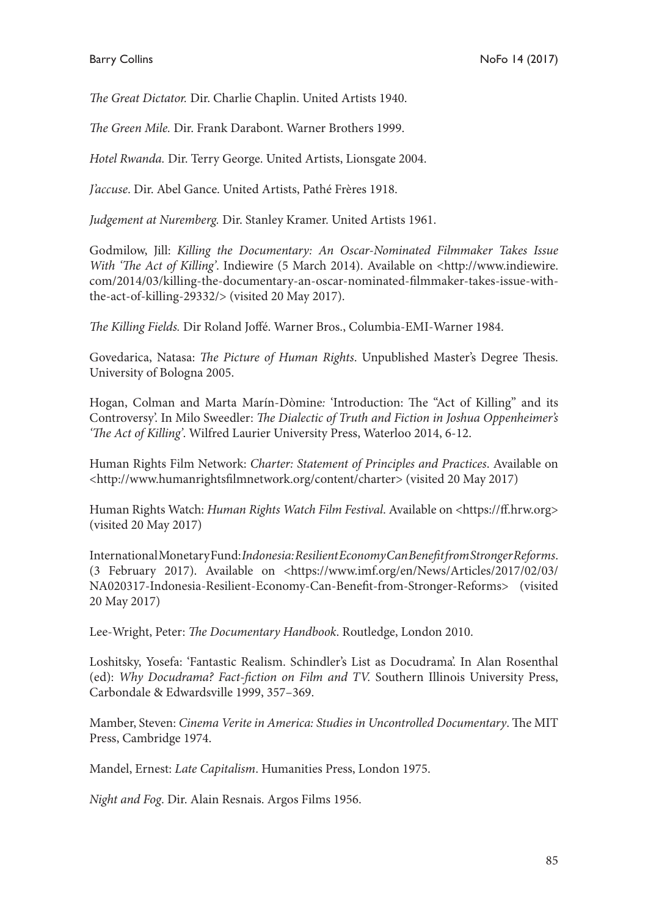*The Great Dictator.* Dir. Charlie Chaplin. United Artists 1940.

*The Green Mile.* Dir. Frank Darabont. Warner Brothers 1999.

*Hotel Rwanda.* Dir. Terry George. United Artists, Lionsgate 2004.

*J'accuse*. Dir. Abel Gance. United Artists, Pathé Frères 1918.

*Judgement at Nuremberg.* Dir. Stanley Kramer. United Artists 1961.

Godmilow, Jill: *Killing the Documentary: An Oscar-Nominated Filmmaker Takes Issue With 'The Act of Killing'*. Indiewire (5 March 2014). Available on <http://www.indiewire.com/2014/03/killing-the-documentary-an-oscar-nominated-filmmaker-takes-issue-with-the-act-of-killing-29332/> (visited 20 May 2017).

*The Killing Fields.* Dir Roland Joffé. Warner Bros., Columbia-EMI-Warner 1984.

Govedarica, Natasa: *The Picture of Human Rights*. Unpublished Master's Degree Thesis. University of Bologna 2005.

Hogan, Colman and Marta Marín-Dòmine: 'Introduction: The "Act of Killing" and its Controversy'. In Milo Sweedler: *The Dialectic of Truth and Fiction in Joshua Oppenheimer's 'The Act of Killing'*. Wilfred Laurier University Press, Waterloo 2014, 6-12.

Human Rights Film Network: *Charter: Statement of Principles and Practices*. Available on <http://www.humanrightsfilmnetwork.org/content/charter> (visited 20 May 2017)

Human Rights Watch: *Human Rights Watch Film Festival*. Available on <https://ff.hrw.org> (visited 20 May 2017)

International Monetary Fund: *Indonesia: Resilient Economy Can Benefit from Stronger Reforms*. (3 February 2017). Available on <https://www.imf.org/en/News/Articles/2017/02/03/NA020317-Indonesia-Resilient-Economy-Can-Benefit-from-Stronger-Reforms> (visited 20 May 2017)

Lee-Wright, Peter: *The Documentary Handbook*. Routledge, London 2010.

Loshitsky, Yosefa: 'Fantastic Realism. Schindler's List as Docudrama'. In Alan Rosenthal (ed): *Why Docudrama? Fact-fiction on Film and TV.* Southern Illinois University Press, Carbondale & Edwardsville 1999, 357–369.

Mamber, Steven: *Cinema Verite in America: Studies in Uncontrolled Documentary*. The MIT Press, Cambridge 1974.

Mandel, Ernest: *Late Capitalism*. Humanities Press, London 1975.

*Night and Fog*. Dir. Alain Resnais. Argos Films 1956.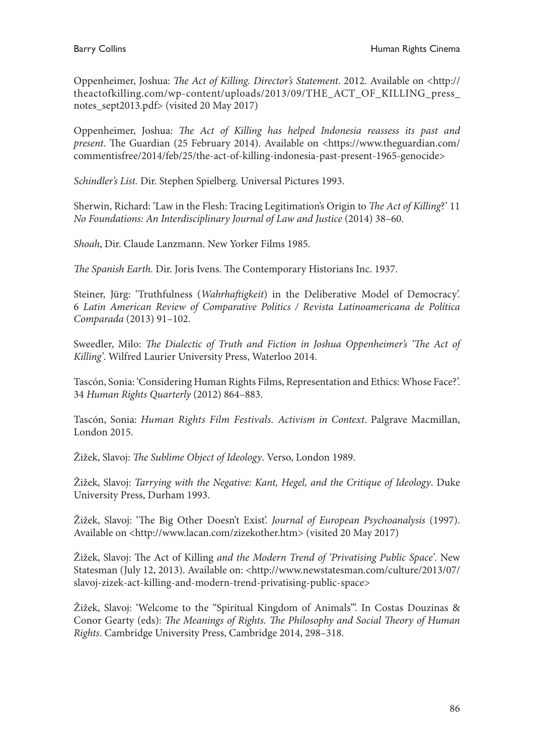Oppenheimer, Joshua: *The Act of Killing. Director's Statement*. 2012. Available on <http://theactofkilling.com/wp-content/uploads/2013/09/THE_ACT_OF_KILLING_press_notes_sept2013.pdf> (visited 20 May 2017)

Oppenheimer, Joshua: *The Act of Killing has helped Indonesia reassess its past and present*. The Guardian (25 February 2014). Available on <https://www.theguardian.com/commentisfree/2014/feb/25/the-act-of-killing-indonesia-past-present-1965-genocide>

*Schindler's List.* Dir. Stephen Spielberg. Universal Pictures 1993.

Sherwin, Richard: 'Law in the Flesh: Tracing Legitimation's Origin to *The Act of Killing*?' 11 *No Foundations: An Interdisciplinary Journal of Law and Justice* (2014) 38–60.

*Shoah*, Dir. Claude Lanzmann. New Yorker Films 1985.

*The Spanish Earth.* Dir. Joris Ivens. The Contemporary Historians Inc. 1937.

Steiner, Jürg: 'Truthfulness (*Wahrhaftigkeit*) in the Deliberative Model of Democracy'. 6 *Latin American Review of Comparative Politics / Revista Latinoamericana de Política Comparada* (2013) 91–102.

Sweedler, Milo: *The Dialectic of Truth and Fiction in Joshua Oppenheimer's 'The Act of Killing'*. Wilfred Laurier University Press, Waterloo 2014.

Tascón, Sonia: 'Considering Human Rights Films, Representation and Ethics: Whose Face?'. 34 *Human Rights Quarterly* (2012) 864–883.

Tascón, Sonia: *Human Rights Film Festivals. Activism in Context*. Palgrave Macmillan, London 2015.

Žižek, Slavoj: *The Sublime Object of Ideology*. Verso, London 1989.

Žižek, Slavoj: *Tarrying with the Negative: Kant, Hegel, and the Critique of Ideology*. Duke University Press, Durham 1993.

Žižek, Slavoj: 'The Big Other Doesn't Exist'. *Journal of European Psychoanalysis* (1997). Available on <http://www.lacan.com/zizekother.htm> (visited 20 May 2017)

Žižek, Slavoj: The Act of Killing *and the Modern Trend of 'Privatising Public Space'*. New Statesman (July 12, 2013). Available on: <http://www.newstatesman.com/culture/2013/07/slavoj-zizek-act-killing-and-modern-trend-privatising-public-space>

Žižek, Slavoj: 'Welcome to the "Spiritual Kingdom of Animals"'. In Costas Douzinas & Conor Gearty (eds): *The Meanings of Rights. The Philosophy and Social Theory of Human Rights*. Cambridge University Press, Cambridge 2014, 298–318.